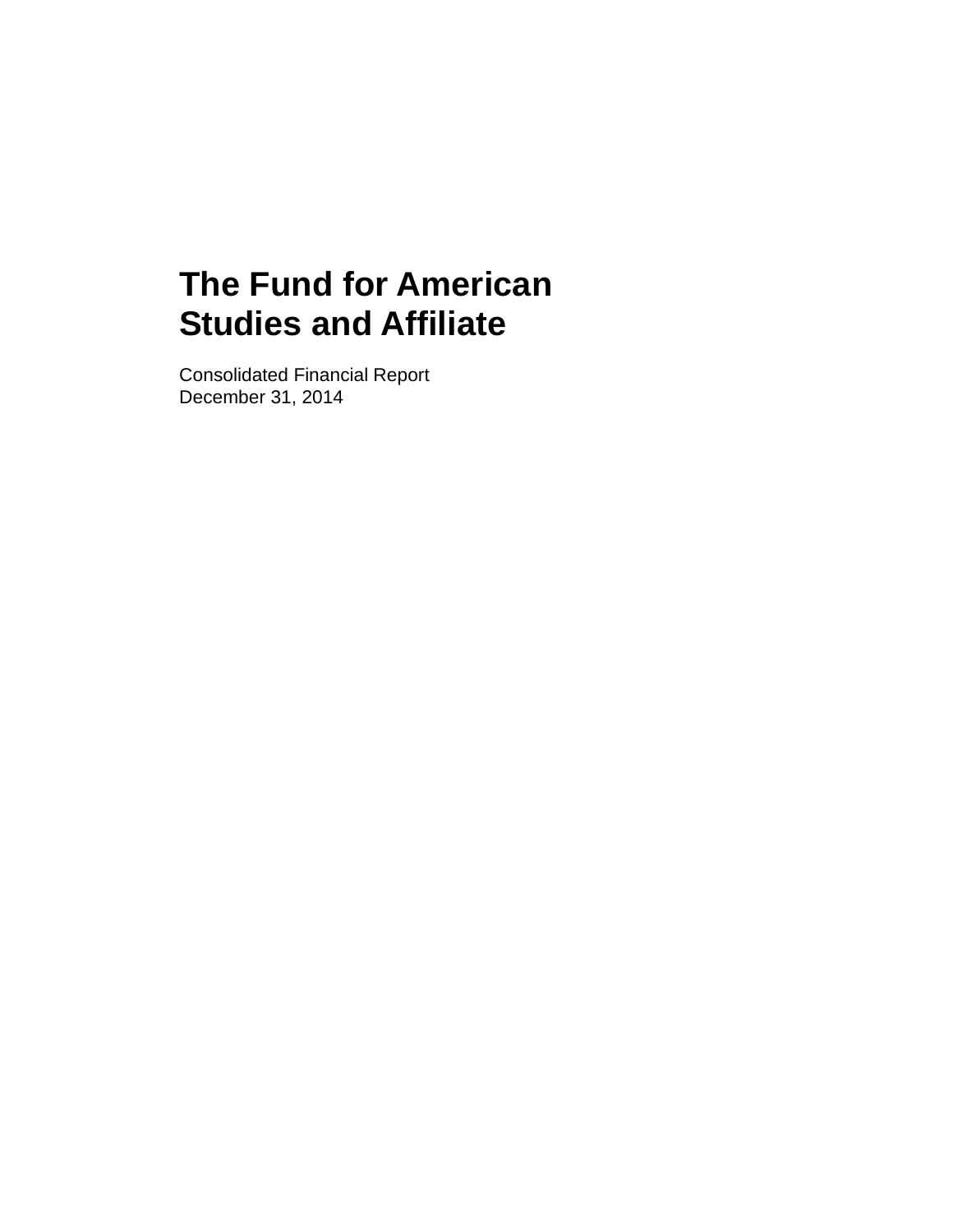# The Fund for American Studies and Affiliate

Consolidated Financial Report
December 31, 2014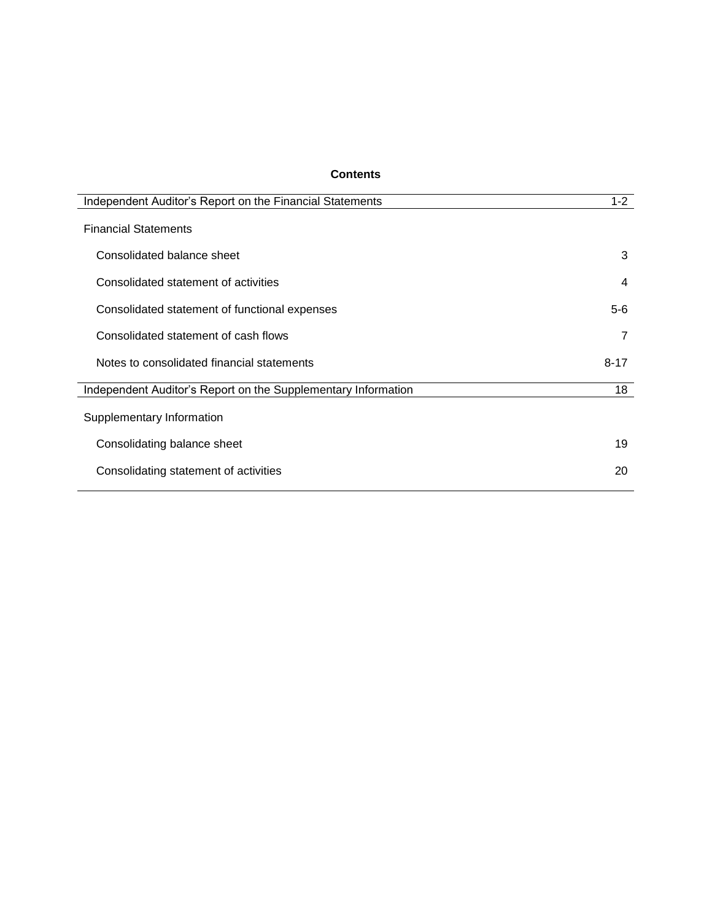# Contents

| | |
|---|---|
| Independent Auditor's Report on the Financial Statements | 1-2 |
| Financial Statements | |
| Consolidated balance sheet | 3 |
| Consolidated statement of activities | 4 |
| Consolidated statement of functional expenses | 5-6 |
| Consolidated statement of cash flows | 7 |
| Notes to consolidated financial statements | 8-17 |
| Independent Auditor's Report on the Supplementary Information | 18 |
| Supplementary Information | |
| Consolidating balance sheet | 19 |
| Consolidating statement of activities | 20 |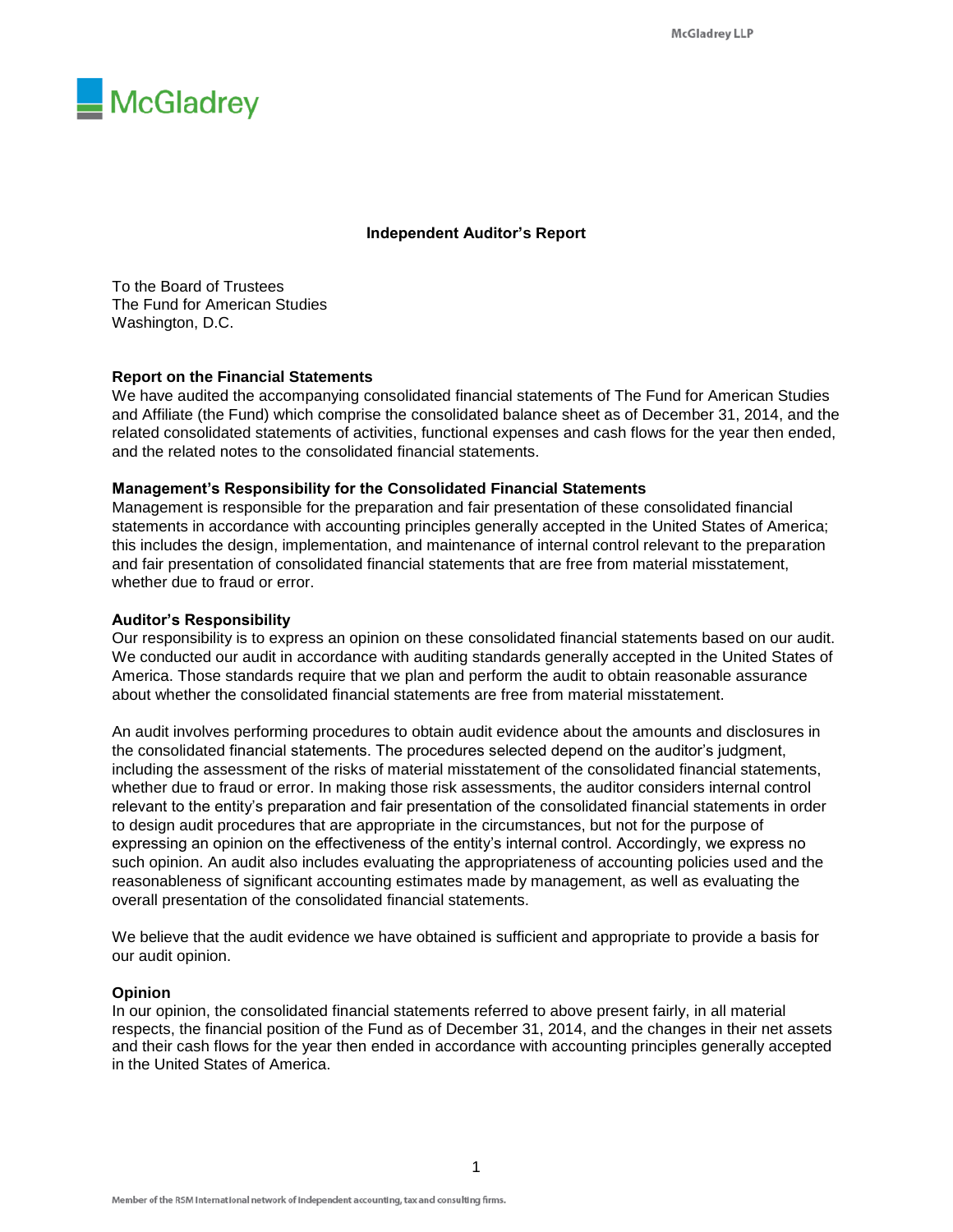# Independent Auditor's Report

To the Board of Trustees
The Fund for American Studies
Washington, D.C.

**Report on the Financial Statements**

We have audited the accompanying consolidated financial statements of The Fund for American Studies and Affiliate (the Fund) which comprise the consolidated balance sheet as of December 31, 2014, and the related consolidated statements of activities, functional expenses and cash flows for the year then ended, and the related notes to the consolidated financial statements.

**Management's Responsibility for the Consolidated Financial Statements**

Management is responsible for the preparation and fair presentation of these consolidated financial statements in accordance with accounting principles generally accepted in the United States of America; this includes the design, implementation, and maintenance of internal control relevant to the preparation and fair presentation of consolidated financial statements that are free from material misstatement, whether due to fraud or error.

**Auditor's Responsibility**

Our responsibility is to express an opinion on these consolidated financial statements based on our audit. We conducted our audit in accordance with auditing standards generally accepted in the United States of America. Those standards require that we plan and perform the audit to obtain reasonable assurance about whether the consolidated financial statements are free from material misstatement.

An audit involves performing procedures to obtain audit evidence about the amounts and disclosures in the consolidated financial statements. The procedures selected depend on the auditor's judgment, including the assessment of the risks of material misstatement of the consolidated financial statements, whether due to fraud or error. In making those risk assessments, the auditor considers internal control relevant to the entity's preparation and fair presentation of the consolidated financial statements in order to design audit procedures that are appropriate in the circumstances, but not for the purpose of expressing an opinion on the effectiveness of the entity's internal control. Accordingly, we express no such opinion. An audit also includes evaluating the appropriateness of accounting policies used and the reasonableness of significant accounting estimates made by management, as well as evaluating the overall presentation of the consolidated financial statements.

We believe that the audit evidence we have obtained is sufficient and appropriate to provide a basis for our audit opinion.

**Opinion**

In our opinion, the consolidated financial statements referred to above present fairly, in all material respects, the financial position of the Fund as of December 31, 2014, and the changes in their net assets and their cash flows for the year then ended in accordance with accounting principles generally accepted in the United States of America.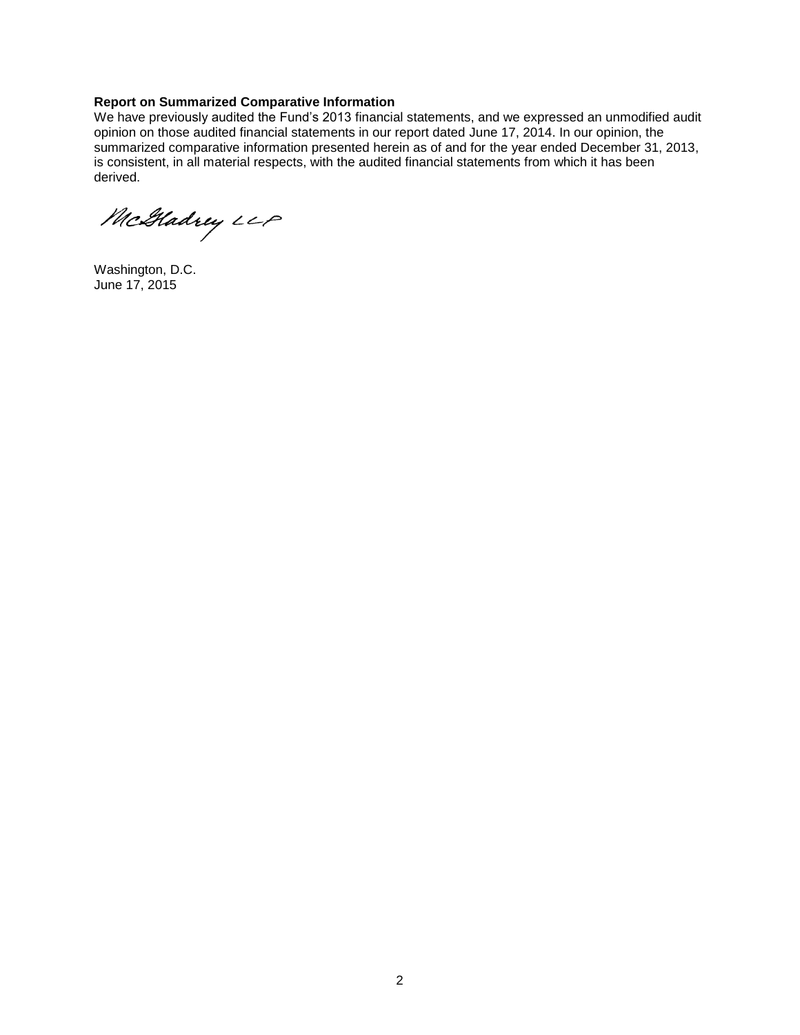**Report on Summarized Comparative Information**

We have previously audited the Fund's 2013 financial statements, and we expressed an unmodified audit opinion on those audited financial statements in our report dated June 17, 2014. In our opinion, the summarized comparative information presented herein as of and for the year ended December 31, 2013, is consistent, in all material respects, with the audited financial statements from which it has been derived.

McGladrey LLP

Washington, D.C.
June 17, 2015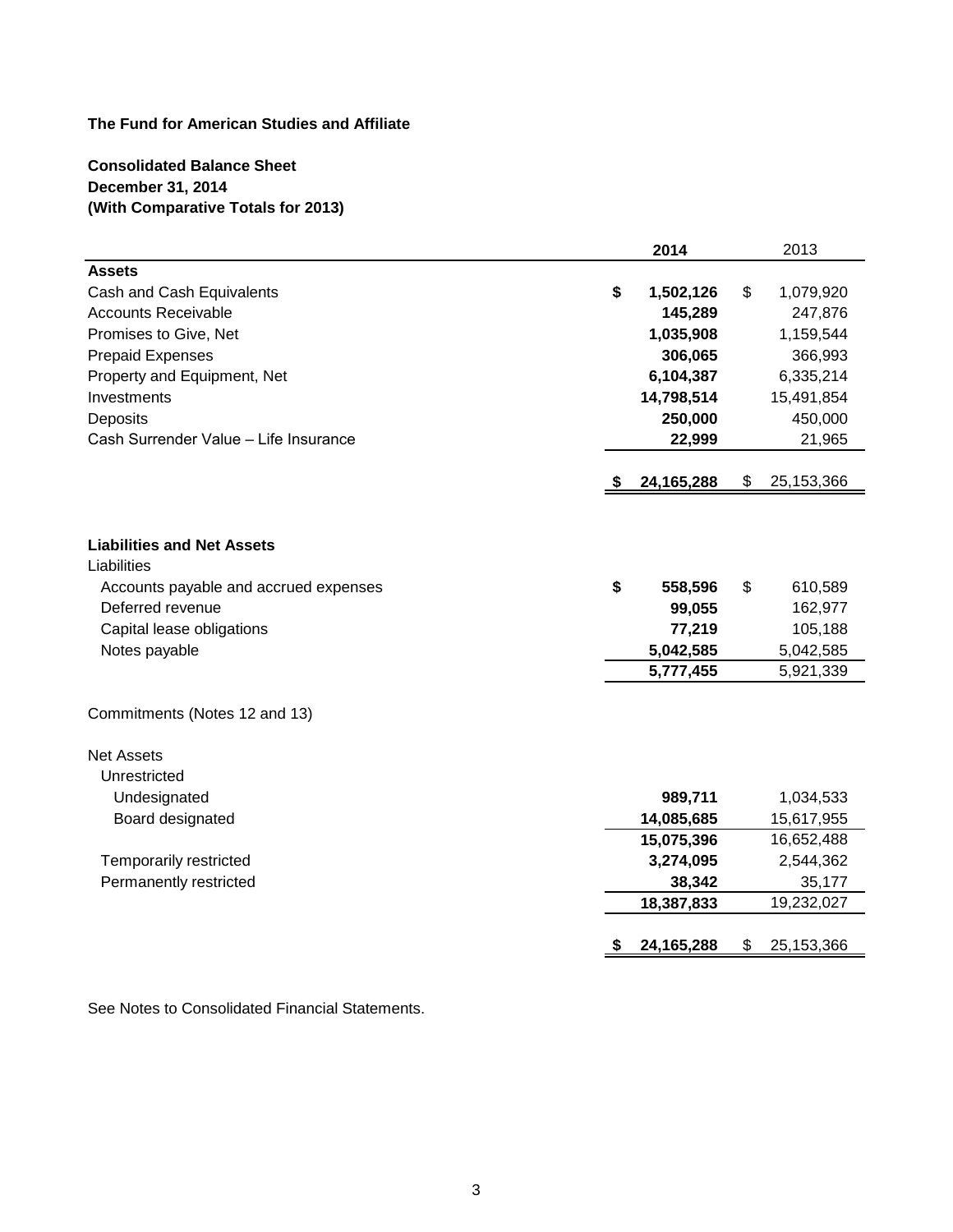**The Fund for American Studies and Affiliate**

**Consolidated Balance Sheet**
**December 31, 2014**
**(With Comparative Totals for 2013)**

| | **2014** | 2013 |
|---|---|---|
| **Assets** | | |
| Cash and Cash Equivalents | **$ 1,502,126** | $ 1,079,920 |
| Accounts Receivable | **145,289** | 247,876 |
| Promises to Give, Net | **1,035,908** | 1,159,544 |
| Prepaid Expenses | **306,065** | 366,993 |
| Property and Equipment, Net | **6,104,387** | 6,335,214 |
| Investments | **14,798,514** | 15,491,854 |
| Deposits | **250,000** | 450,000 |
| Cash Surrender Value – Life Insurance | **22,999** | 21,965 |
| | **$ 24,165,288** | $ 25,153,366 |
| **Liabilities and Net Assets** | | |
| Liabilities | | |
| Accounts payable and accrued expenses | **$ 558,596** | $ 610,589 |
| Deferred revenue | **99,055** | 162,977 |
| Capital lease obligations | **77,219** | 105,188 |
| Notes payable | **5,042,585** | 5,042,585 |
| | **5,777,455** | 5,921,339 |
| Commitments (Notes 12 and 13) | | |
| Net Assets | | |
| Unrestricted | | |
| Undesignated | **989,711** | 1,034,533 |
| Board designated | **14,085,685** | 15,617,955 |
| | **15,075,396** | 16,652,488 |
| Temporarily restricted | **3,274,095** | 2,544,362 |
| Permanently restricted | **38,342** | 35,177 |
| | **18,387,833** | 19,232,027 |
| | **$ 24,165,288** | $ 25,153,366 |

See Notes to Consolidated Financial Statements.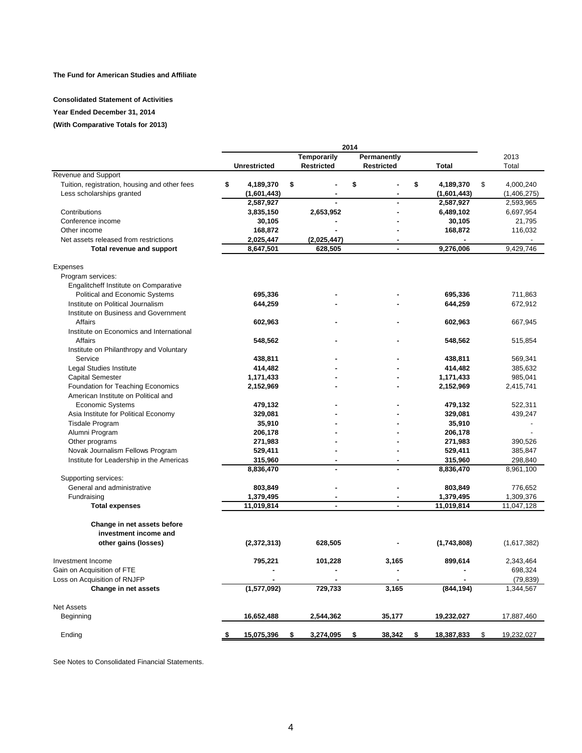**The Fund for American Studies and Affiliate**

**Consolidated Statement of Activities**

**Year Ended December 31, 2014**

**(With Comparative Totals for 2013)**

| | 2014 | | | | |
|---|---|---|---|---|---|
| | **Unrestricted** | **Temporarily Restricted** | **Permanently Restricted** | **Total** | 2013 Total |
| Revenue and Support | | | | | |
| Tuition, registration, housing and other fees | $ 4,189,370 | $ - | $ - | $ 4,189,370 | $ 4,000,240 |
| Less scholarships granted | (1,601,443) | - | - | (1,601,443) | (1,406,275) |
| | 2,587,927 | - | - | 2,587,927 | 2,593,965 |
| Contributions | 3,835,150 | 2,653,952 | - | 6,489,102 | 6,697,954 |
| Conference income | 30,105 | - | - | 30,105 | 21,795 |
| Other income | 168,872 | - | - | 168,872 | 116,032 |
| Net assets released from restrictions | 2,025,447 | (2,025,447) | - | - | - |
| **Total revenue and support** | 8,647,501 | 628,505 | - | 9,276,006 | 9,429,746 |
| Expenses | | | | | |
| Program services: | | | | | |
| Engalitcheff Institute on Comparative Political and Economic Systems | 695,336 | - | - | 695,336 | 711,863 |
| Institute on Political Journalism | 644,259 | - | - | 644,259 | 672,912 |
| Institute on Business and Government Affairs | 602,963 | - | - | 602,963 | 667,945 |
| Institute on Economics and International Affairs | 548,562 | - | - | 548,562 | 515,854 |
| Institute on Philanthropy and Voluntary Service | 438,811 | - | - | 438,811 | 569,341 |
| Legal Studies Institute | 414,482 | - | - | 414,482 | 385,632 |
| Capital Semester | 1,171,433 | - | - | 1,171,433 | 985,041 |
| Foundation for Teaching Economics | 2,152,969 | - | - | 2,152,969 | 2,415,741 |
| American Institute on Political and Economic Systems | 479,132 | - | - | 479,132 | 522,311 |
| Asia Institute for Political Economy | 329,081 | - | - | 329,081 | 439,247 |
| Tisdale Program | 35,910 | - | - | 35,910 | - |
| Alumni Program | 206,178 | - | - | 206,178 | - |
| Other programs | 271,983 | - | - | 271,983 | 390,526 |
| Novak Journalism Fellows Program | 529,411 | - | - | 529,411 | 385,847 |
| Institute for Leadership in the Americas | 315,960 | - | - | 315,960 | 298,840 |
| | 8,836,470 | - | - | 8,836,470 | 8,961,100 |
| Supporting services: | | | | | |
| General and administrative | 803,849 | - | - | 803,849 | 776,652 |
| Fundraising | 1,379,495 | - | - | 1,379,495 | 1,309,376 |
| **Total expenses** | 11,019,814 | - | - | 11,019,814 | 11,047,128 |
| **Change in net assets before investment income and other gains (losses)** | (2,372,313) | 628,505 | - | (1,743,808) | (1,617,382) |
| Investment Income | 795,221 | 101,228 | 3,165 | 899,614 | 2,343,464 |
| Gain on Acquisition of FTE | - | - | - | - | 698,324 |
| Loss on Acquisition of RNJFP | - | - | - | - | (79,839) |
| **Change in net assets** | (1,577,092) | 729,733 | 3,165 | (844,194) | 1,344,567 |
| Net Assets | | | | | |
| Beginning | 16,652,488 | 2,544,362 | 35,177 | 19,232,027 | 17,887,460 |
| Ending | $ 15,075,396 | $ 3,274,095 | $ 38,342 | $ 18,387,833 | $ 19,232,027 |

See Notes to Consolidated Financial Statements.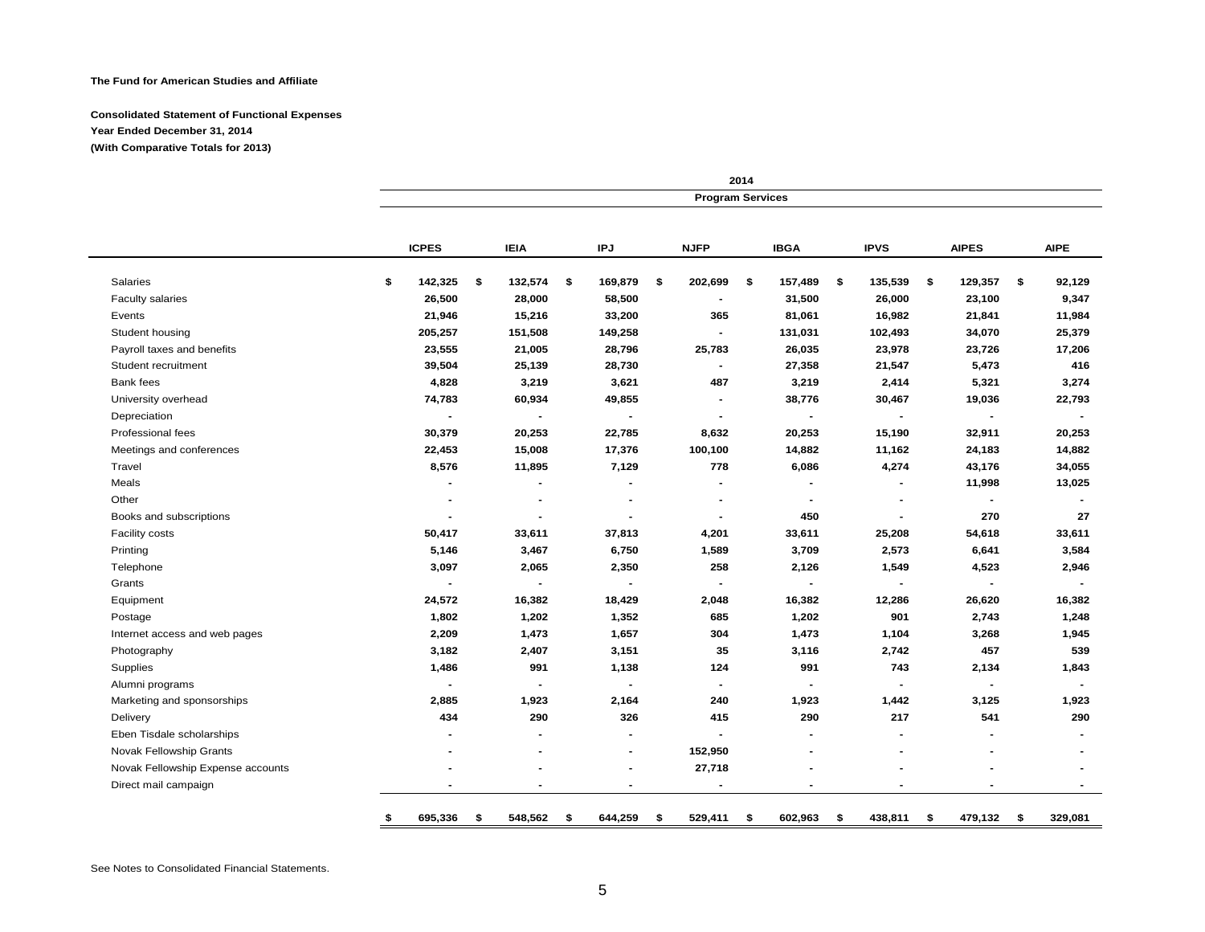**The Fund for American Studies and Affiliate**

**Consolidated Statement of Functional Expenses**

**Year Ended December 31, 2014**

**(With Comparative Totals for 2013)**

| | 2014 | | | | | | | |
|---|---|---|---|---|---|---|---|---|
| | Program Services | | | | | | | |
| | ICPES | IEIA | IPJ | NJFP | IBGA | IPVS | AIPES | AIPE |
| Salaries | $ 142,325 | $ 132,574 | $ 169,879 | $ 202,699 | $ 157,489 | $ 135,539 | $ 129,357 | $ 92,129 |
| Faculty salaries | 26,500 | 28,000 | 58,500 | - | 31,500 | 26,000 | 23,100 | 9,347 |
| Events | 21,946 | 15,216 | 33,200 | 365 | 81,061 | 16,982 | 21,841 | 11,984 |
| Student housing | 205,257 | 151,508 | 149,258 | - | 131,031 | 102,493 | 34,070 | 25,379 |
| Payroll taxes and benefits | 23,555 | 21,005 | 28,796 | 25,783 | 26,035 | 23,978 | 23,726 | 17,206 |
| Student recruitment | 39,504 | 25,139 | 28,730 | - | 27,358 | 21,547 | 5,473 | 416 |
| Bank fees | 4,828 | 3,219 | 3,621 | 487 | 3,219 | 2,414 | 5,321 | 3,274 |
| University overhead | 74,783 | 60,934 | 49,855 | - | 38,776 | 30,467 | 19,036 | 22,793 |
| Depreciation | - | - | - | - | - | - | - | - |
| Professional fees | 30,379 | 20,253 | 22,785 | 8,632 | 20,253 | 15,190 | 32,911 | 20,253 |
| Meetings and conferences | 22,453 | 15,008 | 17,376 | 100,100 | 14,882 | 11,162 | 24,183 | 14,882 |
| Travel | 8,576 | 11,895 | 7,129 | 778 | 6,086 | 4,274 | 43,176 | 34,055 |
| Meals | - | - | - | - | - | - | 11,998 | 13,025 |
| Other | - | - | - | - | - | - | - | - |
| Books and subscriptions | - | - | - | - | 450 | - | 270 | 27 |
| Facility costs | 50,417 | 33,611 | 37,813 | 4,201 | 33,611 | 25,208 | 54,618 | 33,611 |
| Printing | 5,146 | 3,467 | 6,750 | 1,589 | 3,709 | 2,573 | 6,641 | 3,584 |
| Telephone | 3,097 | 2,065 | 2,350 | 258 | 2,126 | 1,549 | 4,523 | 2,946 |
| Grants | - | - | - | - | - | - | - | - |
| Equipment | 24,572 | 16,382 | 18,429 | 2,048 | 16,382 | 12,286 | 26,620 | 16,382 |
| Postage | 1,802 | 1,202 | 1,352 | 685 | 1,202 | 901 | 2,743 | 1,248 |
| Internet access and web pages | 2,209 | 1,473 | 1,657 | 304 | 1,473 | 1,104 | 3,268 | 1,945 |
| Photography | 3,182 | 2,407 | 3,151 | 35 | 3,116 | 2,742 | 457 | 539 |
| Supplies | 1,486 | 991 | 1,138 | 124 | 991 | 743 | 2,134 | 1,843 |
| Alumni programs | - | - | - | - | - | - | - | - |
| Marketing and sponsorships | 2,885 | 1,923 | 2,164 | 240 | 1,923 | 1,442 | 3,125 | 1,923 |
| Delivery | 434 | 290 | 326 | 415 | 290 | 217 | 541 | 290 |
| Eben Tisdale scholarships | - | - | - | - | - | - | - | - |
| Novak Fellowship Grants | - | - | - | 152,950 | - | - | - | - |
| Novak Fellowship Expense accounts | - | - | - | 27,718 | - | - | - | - |
| Direct mail campaign | - | - | - | - | - | - | - | - |
| | $ 695,336 | $ 548,562 | $ 644,259 | $ 529,411 | $ 602,963 | $ 438,811 | $ 479,132 | $ 329,081 |

See Notes to Consolidated Financial Statements.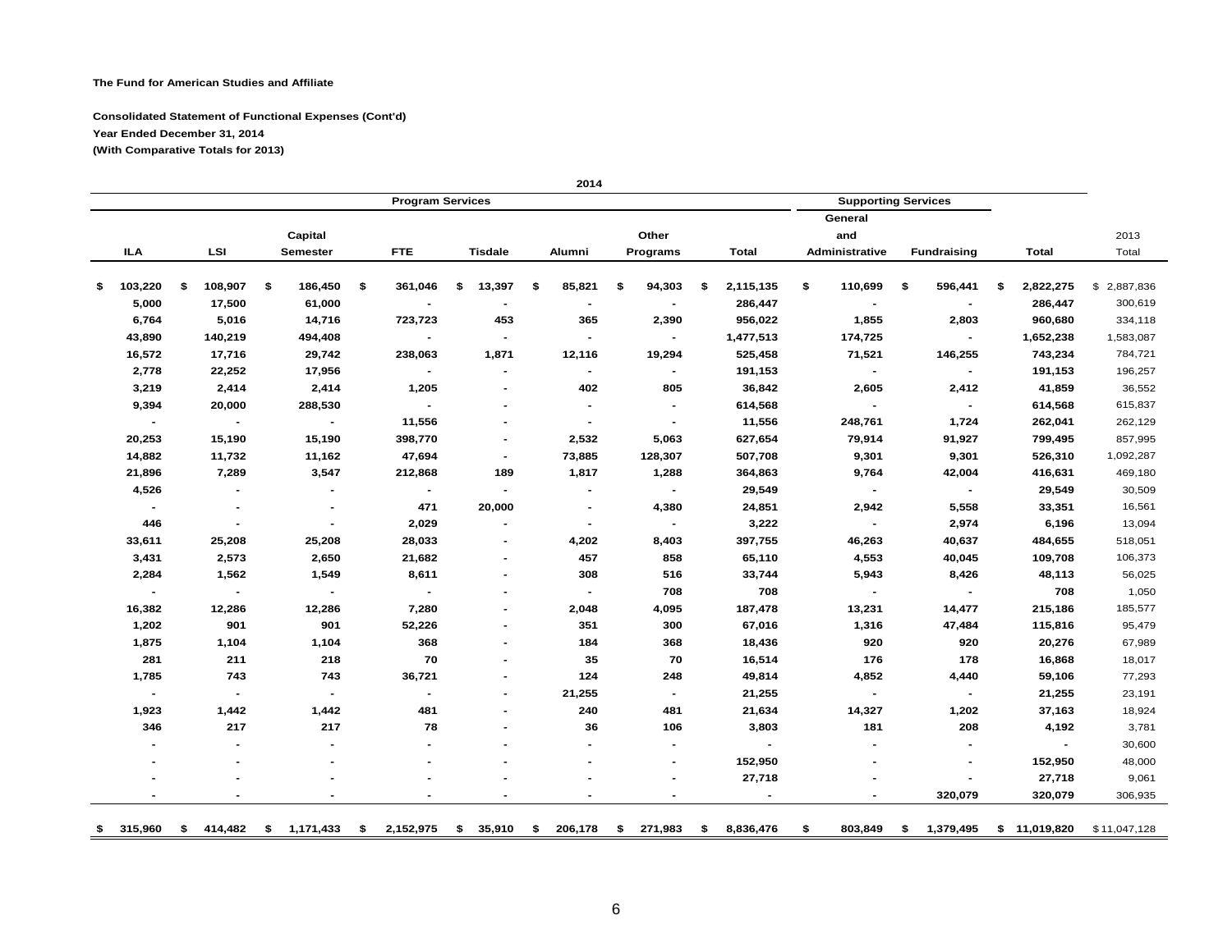The Fund for American Studies and Affiliate

Consolidated Statement of Functional Expenses (Cont'd)

Year Ended December 31, 2014

(With Comparative Totals for 2013)

| 2014 | | | | | | | | | | | | |
|---|---|---|---|---|---|---|---|---|---|---|---|---|
| Program Services | | | | | | | | Supporting Services | | | | |
| ILA | LSI | Capital Semester | FTE | Tisdale | Alumni | Other Programs | Total | General and Administrative | Fundraising | Total | 2013 Total |
| $ 103,220 | $ 108,907 | $ 186,450 | $ 361,046 | $ 13,397 | $ 85,821 | $ 94,303 | $ 2,115,135 | $ 110,699 | $ 596,441 | $ 2,822,275 | $ 2,887,836 |
| 5,000 | 17,500 | 61,000 | - | - | - | - | 286,447 | - | - | 286,447 | 300,619 |
| 6,764 | 5,016 | 14,716 | 723,723 | 453 | 365 | 2,390 | 956,022 | 1,855 | 2,803 | 960,680 | 334,118 |
| 43,890 | 140,219 | 494,408 | - | - | - | - | 1,477,513 | 174,725 | - | 1,652,238 | 1,583,087 |
| 16,572 | 17,716 | 29,742 | 238,063 | 1,871 | 12,116 | 19,294 | 525,458 | 71,521 | 146,255 | 743,234 | 784,721 |
| 2,778 | 22,252 | 17,956 | - | - | - | - | 191,153 | - | - | 191,153 | 196,257 |
| 3,219 | 2,414 | 2,414 | 1,205 | - | 402 | 805 | 36,842 | 2,605 | 2,412 | 41,859 | 36,552 |
| 9,394 | 20,000 | 288,530 | - | - | - | - | 614,568 | - | - | 614,568 | 615,837 |
| - | - | - | 11,556 | - | - | - | 11,556 | 248,761 | 1,724 | 262,041 | 262,129 |
| 20,253 | 15,190 | 15,190 | 398,770 | - | 2,532 | 5,063 | 627,654 | 79,914 | 91,927 | 799,495 | 857,995 |
| 14,882 | 11,732 | 11,162 | 47,694 | - | 73,885 | 128,307 | 507,708 | 9,301 | 9,301 | 526,310 | 1,092,287 |
| 21,896 | 7,289 | 3,547 | 212,868 | 189 | 1,817 | 1,288 | 364,863 | 9,764 | 42,004 | 416,631 | 469,180 |
| 4,526 | - | - | - | - | - | - | 29,549 | - | - | 29,549 | 30,509 |
| - | - | - | 471 | 20,000 | - | 4,380 | 24,851 | 2,942 | 5,558 | 33,351 | 16,561 |
| 446 | - | - | 2,029 | - | - | - | 3,222 | - | 2,974 | 6,196 | 13,094 |
| 33,611 | 25,208 | 25,208 | 28,033 | - | 4,202 | 8,403 | 397,755 | 46,263 | 40,637 | 484,655 | 518,051 |
| 3,431 | 2,573 | 2,650 | 21,682 | - | 457 | 858 | 65,110 | 4,553 | 40,045 | 109,708 | 106,373 |
| 2,284 | 1,562 | 1,549 | 8,611 | - | 308 | 516 | 33,744 | 5,943 | 8,426 | 48,113 | 56,025 |
| - | - | - | - | - | - | 708 | 708 | - | - | 708 | 1,050 |
| 16,382 | 12,286 | 12,286 | 7,280 | - | 2,048 | 4,095 | 187,478 | 13,231 | 14,477 | 215,186 | 185,577 |
| 1,202 | 901 | 901 | 52,226 | - | 351 | 300 | 67,016 | 1,316 | 47,484 | 115,816 | 95,479 |
| 1,875 | 1,104 | 1,104 | 368 | - | 184 | 368 | 18,436 | 920 | 920 | 20,276 | 67,989 |
| 281 | 211 | 218 | 70 | - | 35 | 70 | 16,514 | 176 | 178 | 16,868 | 18,017 |
| 1,785 | 743 | 743 | 36,721 | - | 124 | 248 | 49,814 | 4,852 | 4,440 | 59,106 | 77,293 |
| - | - | - | - | - | 21,255 | - | 21,255 | - | - | 21,255 | 23,191 |
| 1,923 | 1,442 | 1,442 | 481 | - | 240 | 481 | 21,634 | 14,327 | 1,202 | 37,163 | 18,924 |
| 346 | 217 | 217 | 78 | - | 36 | 106 | 3,803 | 181 | 208 | 4,192 | 3,781 |
| - | - | - | - | - | - | - | - | - | - | - | 30,600 |
| - | - | - | - | - | - | - | 152,950 | - | - | 152,950 | 48,000 |
| - | - | - | - | - | - | - | 27,718 | - | - | 27,718 | 9,061 |
| - | - | - | - | - | - | - | - | - | 320,079 | 320,079 | 306,935 |
| $ 315,960 | $ 414,482 | $ 1,171,433 | $ 2,152,975 | $ 35,910 | $ 206,178 | $ 271,983 | $ 8,836,476 | $ 803,849 | $ 1,379,495 | $ 11,019,820 | $ 11,047,128 |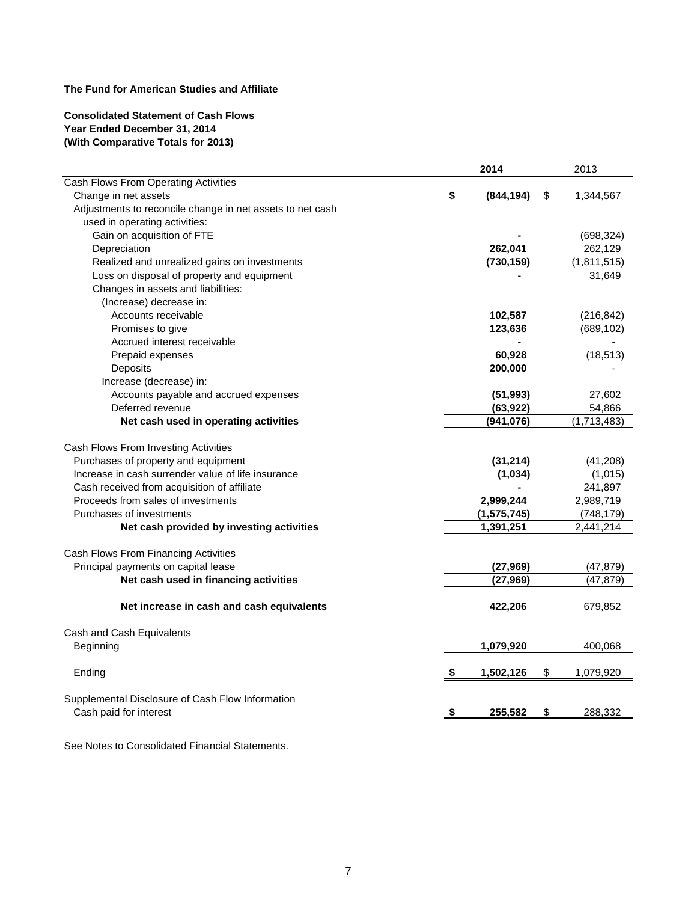**The Fund for American Studies and Affiliate**

**Consolidated Statement of Cash Flows**
**Year Ended December 31, 2014**
**(With Comparative Totals for 2013)**

| | 2014 | 2013 |
|---|---|---|
| Cash Flows From Operating Activities | | |
| Change in net assets | **$ (844,194)** | $ 1,344,567 |
| Adjustments to reconcile change in net assets to net cash used in operating activities: | | |
| Gain on acquisition of FTE | **-** | (698,324) |
| Depreciation | **262,041** | 262,129 |
| Realized and unrealized gains on investments | **(730,159)** | (1,811,515) |
| Loss on disposal of property and equipment | **-** | 31,649 |
| Changes in assets and liabilities: | | |
| (Increase) decrease in: | | |
| Accounts receivable | **102,587** | (216,842) |
| Promises to give | **123,636** | (689,102) |
| Accrued interest receivable | **-** | - |
| Prepaid expenses | **60,928** | (18,513) |
| Deposits | **200,000** | - |
| Increase (decrease) in: | | |
| Accounts payable and accrued expenses | **(51,993)** | 27,602 |
| Deferred revenue | **(63,922)** | 54,866 |
| **Net cash used in operating activities** | **(941,076)** | (1,713,483) |
| | | |
| Cash Flows From Investing Activities | | |
| Purchases of property and equipment | **(31,214)** | (41,208) |
| Increase in cash surrender value of life insurance | **(1,034)** | (1,015) |
| Cash received from acquisition of affiliate | **-** | 241,897 |
| Proceeds from sales of investments | **2,999,244** | 2,989,719 |
| Purchases of investments | **(1,575,745)** | (748,179) |
| **Net cash provided by investing activities** | **1,391,251** | 2,441,214 |
| | | |
| Cash Flows From Financing Activities | | |
| Principal payments on capital lease | **(27,969)** | (47,879) |
| **Net cash used in financing activities** | **(27,969)** | (47,879) |
| | | |
| **Net increase in cash and cash equivalents** | **422,206** | 679,852 |
| | | |
| Cash and Cash Equivalents | | |
| Beginning | **1,079,920** | 400,068 |
| | | |
| Ending | **$ 1,502,126** | $ 1,079,920 |
| | | |
| Supplemental Disclosure of Cash Flow Information | | |
| Cash paid for interest | **$ 255,582** | $ 288,332 |

See Notes to Consolidated Financial Statements.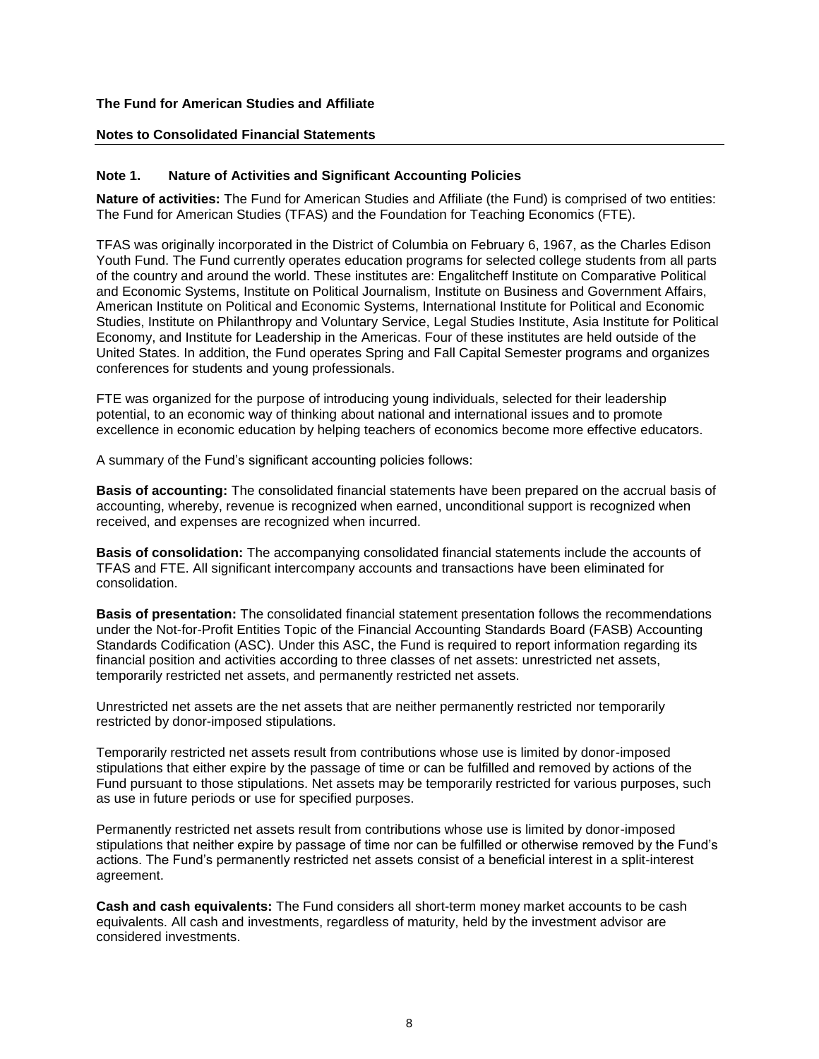**The Fund for American Studies and Affiliate**

**Notes to Consolidated Financial Statements**

## Note 1. Nature of Activities and Significant Accounting Policies

**Nature of activities:** The Fund for American Studies and Affiliate (the Fund) is comprised of two entities: The Fund for American Studies (TFAS) and the Foundation for Teaching Economics (FTE).

TFAS was originally incorporated in the District of Columbia on February 6, 1967, as the Charles Edison Youth Fund. The Fund currently operates education programs for selected college students from all parts of the country and around the world. These institutes are: Engalitcheff Institute on Comparative Political and Economic Systems, Institute on Political Journalism, Institute on Business and Government Affairs, American Institute on Political and Economic Systems, International Institute for Political and Economic Studies, Institute on Philanthropy and Voluntary Service, Legal Studies Institute, Asia Institute for Political Economy, and Institute for Leadership in the Americas. Four of these institutes are held outside of the United States. In addition, the Fund operates Spring and Fall Capital Semester programs and organizes conferences for students and young professionals.

FTE was organized for the purpose of introducing young individuals, selected for their leadership potential, to an economic way of thinking about national and international issues and to promote excellence in economic education by helping teachers of economics become more effective educators.

A summary of the Fund's significant accounting policies follows:

**Basis of accounting:** The consolidated financial statements have been prepared on the accrual basis of accounting, whereby, revenue is recognized when earned, unconditional support is recognized when received, and expenses are recognized when incurred.

**Basis of consolidation:** The accompanying consolidated financial statements include the accounts of TFAS and FTE. All significant intercompany accounts and transactions have been eliminated for consolidation.

**Basis of presentation:** The consolidated financial statement presentation follows the recommendations under the Not-for-Profit Entities Topic of the Financial Accounting Standards Board (FASB) Accounting Standards Codification (ASC). Under this ASC, the Fund is required to report information regarding its financial position and activities according to three classes of net assets: unrestricted net assets, temporarily restricted net assets, and permanently restricted net assets.

Unrestricted net assets are the net assets that are neither permanently restricted nor temporarily restricted by donor-imposed stipulations.

Temporarily restricted net assets result from contributions whose use is limited by donor-imposed stipulations that either expire by the passage of time or can be fulfilled and removed by actions of the Fund pursuant to those stipulations. Net assets may be temporarily restricted for various purposes, such as use in future periods or use for specified purposes.

Permanently restricted net assets result from contributions whose use is limited by donor-imposed stipulations that neither expire by passage of time nor can be fulfilled or otherwise removed by the Fund's actions. The Fund's permanently restricted net assets consist of a beneficial interest in a split-interest agreement.

**Cash and cash equivalents:** The Fund considers all short-term money market accounts to be cash equivalents. All cash and investments, regardless of maturity, held by the investment advisor are considered investments.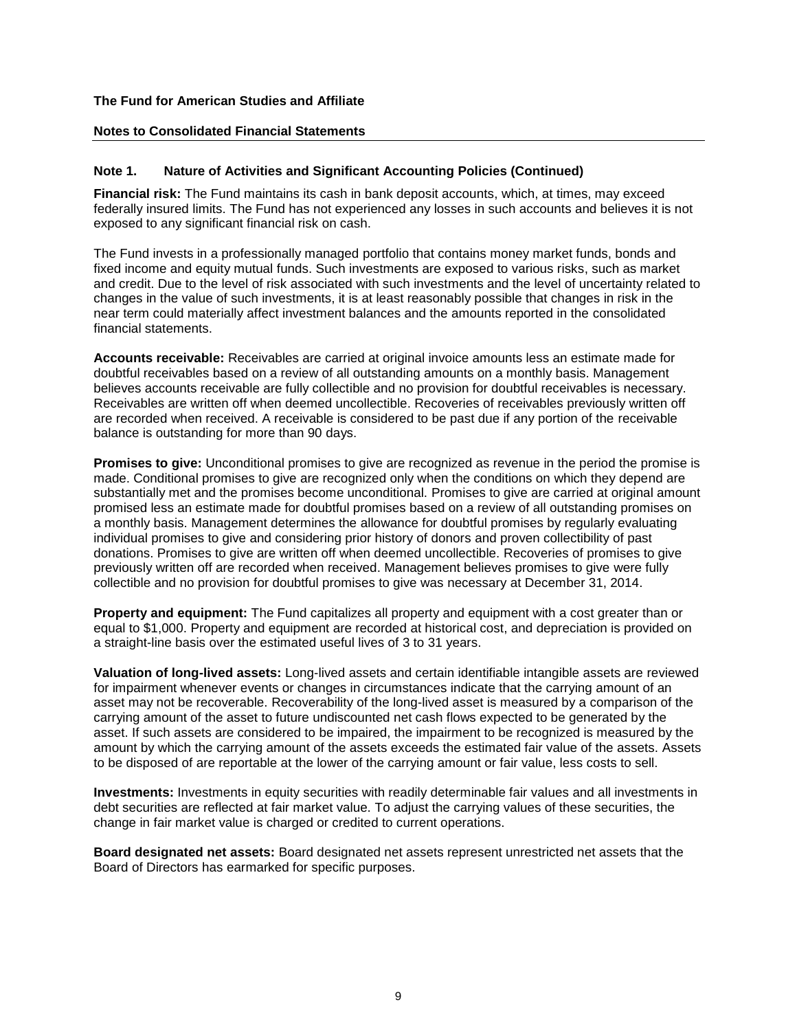**The Fund for American Studies and Affiliate**

**Notes to Consolidated Financial Statements**

### Note 1. Nature of Activities and Significant Accounting Policies (Continued)

**Financial risk:** The Fund maintains its cash in bank deposit accounts, which, at times, may exceed federally insured limits. The Fund has not experienced any losses in such accounts and believes it is not exposed to any significant financial risk on cash.

The Fund invests in a professionally managed portfolio that contains money market funds, bonds and fixed income and equity mutual funds. Such investments are exposed to various risks, such as market and credit. Due to the level of risk associated with such investments and the level of uncertainty related to changes in the value of such investments, it is at least reasonably possible that changes in risk in the near term could materially affect investment balances and the amounts reported in the consolidated financial statements.

**Accounts receivable:** Receivables are carried at original invoice amounts less an estimate made for doubtful receivables based on a review of all outstanding amounts on a monthly basis. Management believes accounts receivable are fully collectible and no provision for doubtful receivables is necessary. Receivables are written off when deemed uncollectible. Recoveries of receivables previously written off are recorded when received. A receivable is considered to be past due if any portion of the receivable balance is outstanding for more than 90 days.

**Promises to give:** Unconditional promises to give are recognized as revenue in the period the promise is made. Conditional promises to give are recognized only when the conditions on which they depend are substantially met and the promises become unconditional. Promises to give are carried at original amount promised less an estimate made for doubtful promises based on a review of all outstanding promises on a monthly basis. Management determines the allowance for doubtful promises by regularly evaluating individual promises to give and considering prior history of donors and proven collectibility of past donations. Promises to give are written off when deemed uncollectible. Recoveries of promises to give previously written off are recorded when received. Management believes promises to give were fully collectible and no provision for doubtful promises to give was necessary at December 31, 2014.

**Property and equipment:** The Fund capitalizes all property and equipment with a cost greater than or equal to $1,000. Property and equipment are recorded at historical cost, and depreciation is provided on a straight-line basis over the estimated useful lives of 3 to 31 years.

**Valuation of long-lived assets:** Long-lived assets and certain identifiable intangible assets are reviewed for impairment whenever events or changes in circumstances indicate that the carrying amount of an asset may not be recoverable. Recoverability of the long-lived asset is measured by a comparison of the carrying amount of the asset to future undiscounted net cash flows expected to be generated by the asset. If such assets are considered to be impaired, the impairment to be recognized is measured by the amount by which the carrying amount of the assets exceeds the estimated fair value of the assets. Assets to be disposed of are reportable at the lower of the carrying amount or fair value, less costs to sell.

**Investments:** Investments in equity securities with readily determinable fair values and all investments in debt securities are reflected at fair market value. To adjust the carrying values of these securities, the change in fair market value is charged or credited to current operations.

**Board designated net assets:** Board designated net assets represent unrestricted net assets that the Board of Directors has earmarked for specific purposes.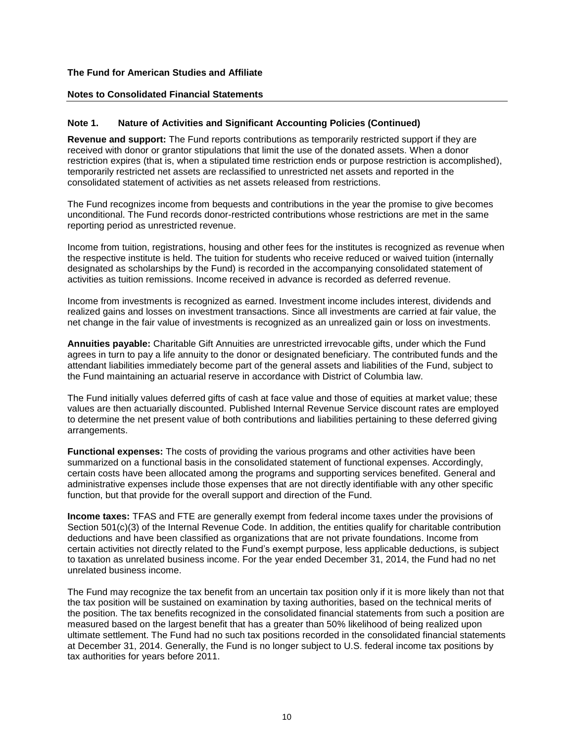**The Fund for American Studies and Affiliate**

**Notes to Consolidated Financial Statements**

### Note 1. Nature of Activities and Significant Accounting Policies (Continued)

**Revenue and support:** The Fund reports contributions as temporarily restricted support if they are received with donor or grantor stipulations that limit the use of the donated assets. When a donor restriction expires (that is, when a stipulated time restriction ends or purpose restriction is accomplished), temporarily restricted net assets are reclassified to unrestricted net assets and reported in the consolidated statement of activities as net assets released from restrictions.

The Fund recognizes income from bequests and contributions in the year the promise to give becomes unconditional. The Fund records donor-restricted contributions whose restrictions are met in the same reporting period as unrestricted revenue.

Income from tuition, registrations, housing and other fees for the institutes is recognized as revenue when the respective institute is held. The tuition for students who receive reduced or waived tuition (internally designated as scholarships by the Fund) is recorded in the accompanying consolidated statement of activities as tuition remissions. Income received in advance is recorded as deferred revenue.

Income from investments is recognized as earned. Investment income includes interest, dividends and realized gains and losses on investment transactions. Since all investments are carried at fair value, the net change in the fair value of investments is recognized as an unrealized gain or loss on investments.

**Annuities payable:** Charitable Gift Annuities are unrestricted irrevocable gifts, under which the Fund agrees in turn to pay a life annuity to the donor or designated beneficiary. The contributed funds and the attendant liabilities immediately become part of the general assets and liabilities of the Fund, subject to the Fund maintaining an actuarial reserve in accordance with District of Columbia law.

The Fund initially values deferred gifts of cash at face value and those of equities at market value; these values are then actuarially discounted. Published Internal Revenue Service discount rates are employed to determine the net present value of both contributions and liabilities pertaining to these deferred giving arrangements.

**Functional expenses:** The costs of providing the various programs and other activities have been summarized on a functional basis in the consolidated statement of functional expenses. Accordingly, certain costs have been allocated among the programs and supporting services benefited. General and administrative expenses include those expenses that are not directly identifiable with any other specific function, but that provide for the overall support and direction of the Fund.

**Income taxes:** TFAS and FTE are generally exempt from federal income taxes under the provisions of Section 501(c)(3) of the Internal Revenue Code. In addition, the entities qualify for charitable contribution deductions and have been classified as organizations that are not private foundations. Income from certain activities not directly related to the Fund's exempt purpose, less applicable deductions, is subject to taxation as unrelated business income. For the year ended December 31, 2014, the Fund had no net unrelated business income.

The Fund may recognize the tax benefit from an uncertain tax position only if it is more likely than not that the tax position will be sustained on examination by taxing authorities, based on the technical merits of the position. The tax benefits recognized in the consolidated financial statements from such a position are measured based on the largest benefit that has a greater than 50% likelihood of being realized upon ultimate settlement. The Fund had no such tax positions recorded in the consolidated financial statements at December 31, 2014. Generally, the Fund is no longer subject to U.S. federal income tax positions by tax authorities for years before 2011.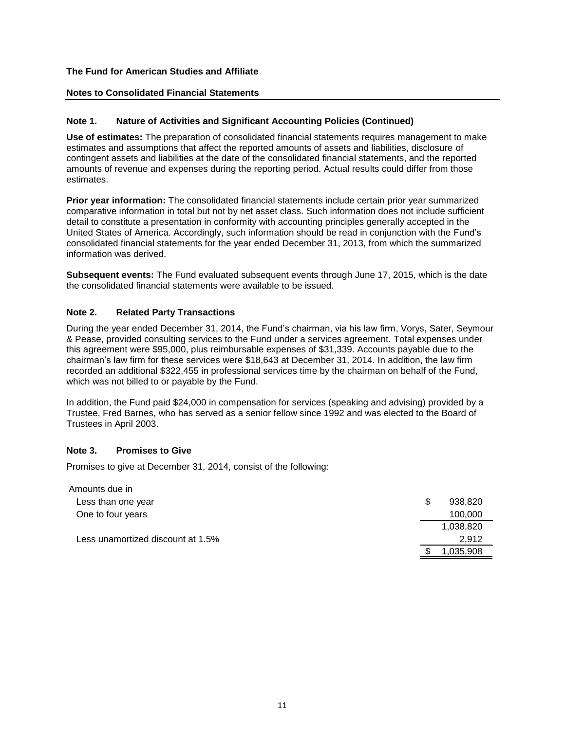**The Fund for American Studies and Affiliate**

**Notes to Consolidated Financial Statements**

### Note 1. Nature of Activities and Significant Accounting Policies (Continued)

**Use of estimates:** The preparation of consolidated financial statements requires management to make estimates and assumptions that affect the reported amounts of assets and liabilities, disclosure of contingent assets and liabilities at the date of the consolidated financial statements, and the reported amounts of revenue and expenses during the reporting period. Actual results could differ from those estimates.

**Prior year information:** The consolidated financial statements include certain prior year summarized comparative information in total but not by net asset class. Such information does not include sufficient detail to constitute a presentation in conformity with accounting principles generally accepted in the United States of America. Accordingly, such information should be read in conjunction with the Fund's consolidated financial statements for the year ended December 31, 2013, from which the summarized information was derived.

**Subsequent events:** The Fund evaluated subsequent events through June 17, 2015, which is the date the consolidated financial statements were available to be issued.

### Note 2. Related Party Transactions

During the year ended December 31, 2014, the Fund's chairman, via his law firm, Vorys, Sater, Seymour & Pease, provided consulting services to the Fund under a services agreement. Total expenses under this agreement were $95,000, plus reimbursable expenses of $31,339. Accounts payable due to the chairman's law firm for these services were $18,643 at December 31, 2014. In addition, the law firm recorded an additional $322,455 in professional services time by the chairman on behalf of the Fund, which was not billed to or payable by the Fund.

In addition, the Fund paid $24,000 in compensation for services (speaking and advising) provided by a Trustee, Fred Barnes, who has served as a senior fellow since 1992 and was elected to the Board of Trustees in April 2003.

### Note 3. Promises to Give

Promises to give at December 31, 2014, consist of the following:

| | |
|---|---|
| Amounts due in | |
| Less than one year | $ 938,820 |
| One to four years | 100,000 |
| | 1,038,820 |
| Less unamortized discount at 1.5% | 2,912 |
| | $ 1,035,908 |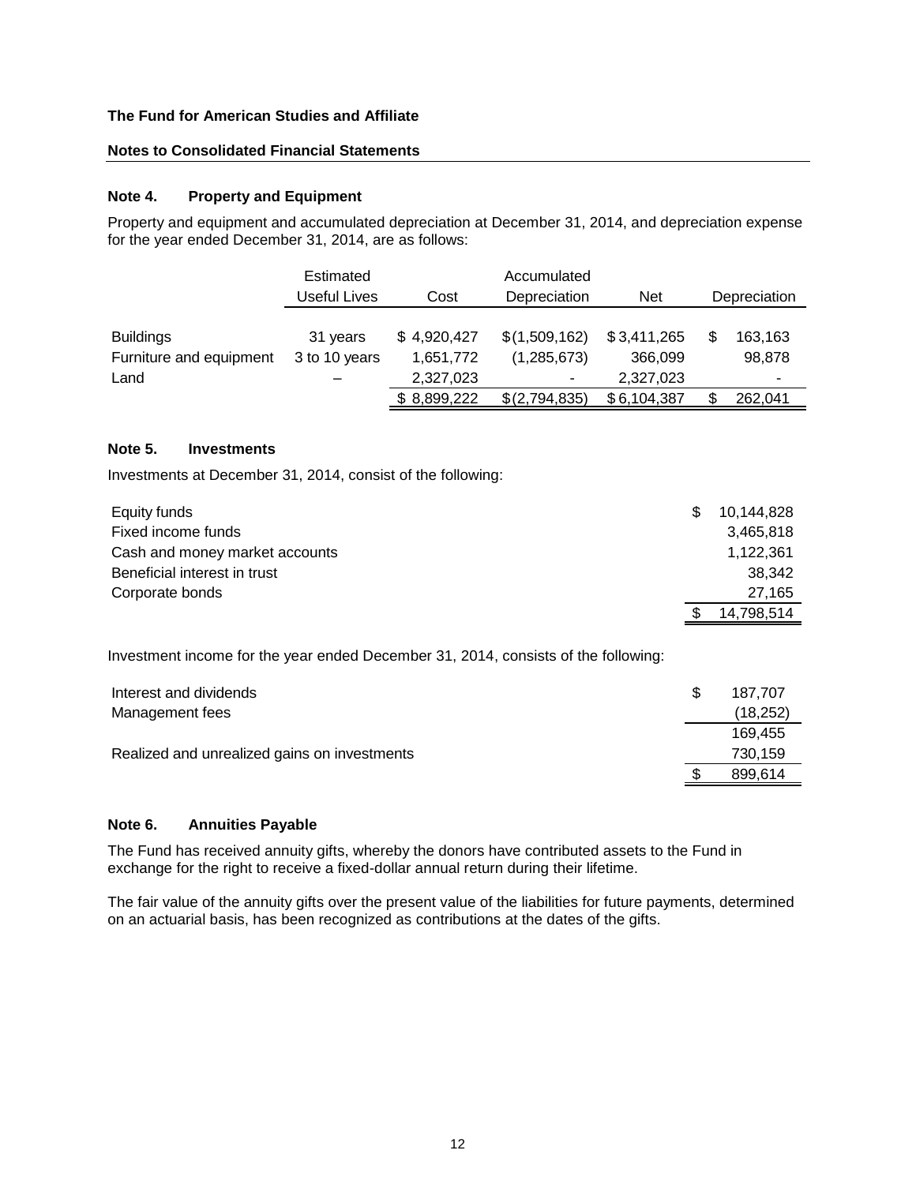**The Fund for American Studies and Affiliate**

**Notes to Consolidated Financial Statements**

## Note 4. Property and Equipment

Property and equipment and accumulated depreciation at December 31, 2014, and depreciation expense for the year ended December 31, 2014, are as follows:

| | Estimated Useful Lives | Cost | Accumulated Depreciation | Net | Depreciation |
|---|---|---|---|---|---|
| Buildings | 31 years | $ 4,920,427 | $ (1,509,162) | $ 3,411,265 | $ 163,163 |
| Furniture and equipment | 3 to 10 years | 1,651,772 | (1,285,673) | 366,099 | 98,878 |
| Land | – | 2,327,023 | - | 2,327,023 | - |
| | | $ 8,899,222 | $ (2,794,835) | $ 6,104,387 | $ 262,041 |

## Note 5. Investments

Investments at December 31, 2014, consist of the following:

| | |
|---|---|
| Equity funds | $ 10,144,828 |
| Fixed income funds | 3,465,818 |
| Cash and money market accounts | 1,122,361 |
| Beneficial interest in trust | 38,342 |
| Corporate bonds | 27,165 |
| | $ 14,798,514 |

Investment income for the year ended December 31, 2014, consists of the following:

| | |
|---|---|
| Interest and dividends | $ 187,707 |
| Management fees | (18,252) |
| | 169,455 |
| Realized and unrealized gains on investments | 730,159 |
| | $ 899,614 |

## Note 6. Annuities Payable

The Fund has received annuity gifts, whereby the donors have contributed assets to the Fund in exchange for the right to receive a fixed-dollar annual return during their lifetime.

The fair value of the annuity gifts over the present value of the liabilities for future payments, determined on an actuarial basis, has been recognized as contributions at the dates of the gifts.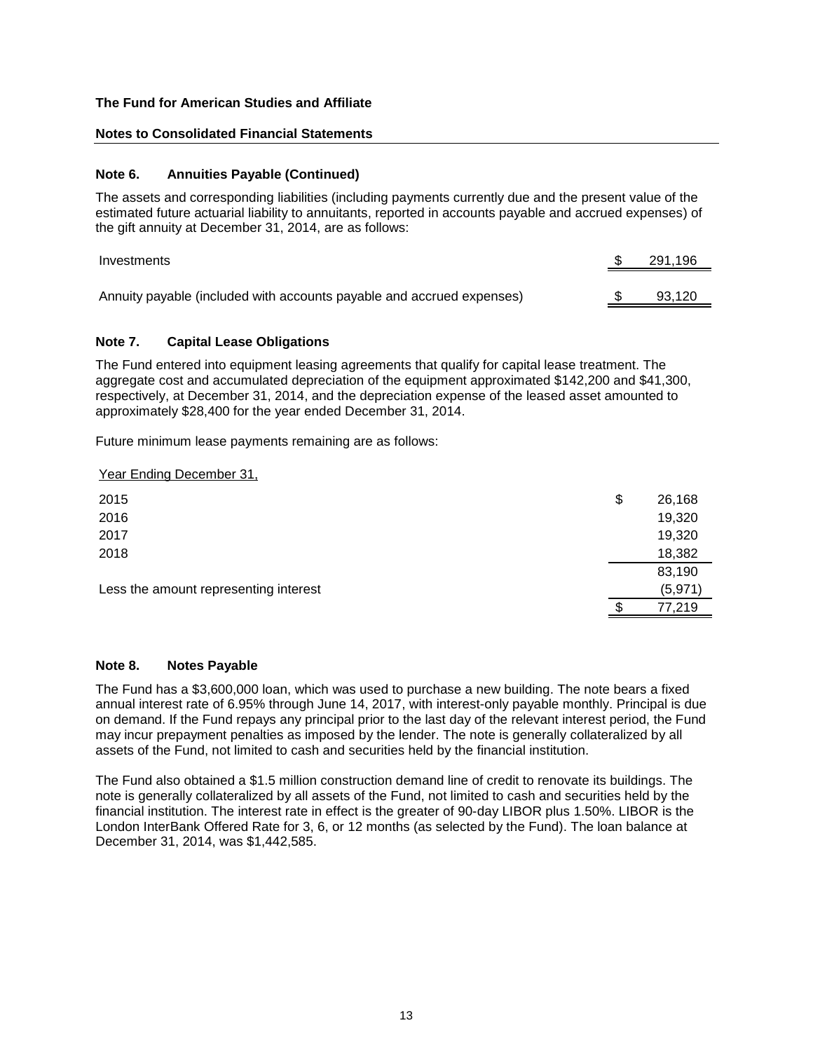**The Fund for American Studies and Affiliate**

**Notes to Consolidated Financial Statements**

## Note 6. Annuities Payable (Continued)

The assets and corresponding liabilities (including payments currently due and the present value of the estimated future actuarial liability to annuitants, reported in accounts payable and accrued expenses) of the gift annuity at December 31, 2014, are as follows:

| | |
|---|---|
| Investments | $ 291,196 |
| Annuity payable (included with accounts payable and accrued expenses) | $ 93,120 |

## Note 7. Capital Lease Obligations

The Fund entered into equipment leasing agreements that qualify for capital lease treatment. The aggregate cost and accumulated depreciation of the equipment approximated $142,200 and $41,300, respectively, at December 31, 2014, and the depreciation expense of the leased asset amounted to approximately $28,400 for the year ended December 31, 2014.

Future minimum lease payments remaining are as follows:

| Year Ending December 31, | |
|---|---|
| 2015 | $ 26,168 |
| 2016 | 19,320 |
| 2017 | 19,320 |
| 2018 | 18,382 |
| | 83,190 |
| Less the amount representing interest | (5,971) |
| | $ 77,219 |

## Note 8. Notes Payable

The Fund has a $3,600,000 loan, which was used to purchase a new building. The note bears a fixed annual interest rate of 6.95% through June 14, 2017, with interest-only payable monthly. Principal is due on demand. If the Fund repays any principal prior to the last day of the relevant interest period, the Fund may incur prepayment penalties as imposed by the lender. The note is generally collateralized by all assets of the Fund, not limited to cash and securities held by the financial institution.

The Fund also obtained a $1.5 million construction demand line of credit to renovate its buildings. The note is generally collateralized by all assets of the Fund, not limited to cash and securities held by the financial institution. The interest rate in effect is the greater of 90-day LIBOR plus 1.50%. LIBOR is the London InterBank Offered Rate for 3, 6, or 12 months (as selected by the Fund). The loan balance at December 31, 2014, was $1,442,585.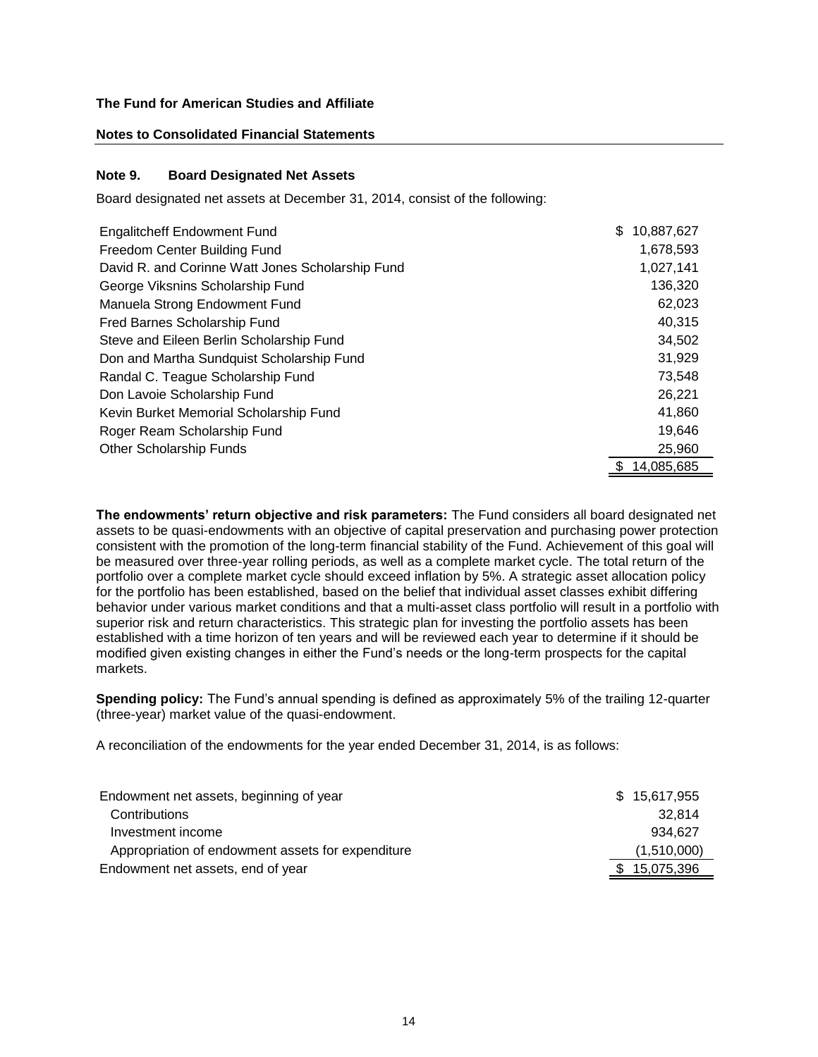**The Fund for American Studies and Affiliate**

**Notes to Consolidated Financial Statements**

### Note 9. Board Designated Net Assets

Board designated net assets at December 31, 2014, consist of the following:

| | |
|---|---:|
| Engalitcheff Endowment Fund | $ 10,887,627 |
| Freedom Center Building Fund | 1,678,593 |
| David R. and Corinne Watt Jones Scholarship Fund | 1,027,141 |
| George Viksnins Scholarship Fund | 136,320 |
| Manuela Strong Endowment Fund | 62,023 |
| Fred Barnes Scholarship Fund | 40,315 |
| Steve and Eileen Berlin Scholarship Fund | 34,502 |
| Don and Martha Sundquist Scholarship Fund | 31,929 |
| Randal C. Teague Scholarship Fund | 73,548 |
| Don Lavoie Scholarship Fund | 26,221 |
| Kevin Burket Memorial Scholarship Fund | 41,860 |
| Roger Ream Scholarship Fund | 19,646 |
| Other Scholarship Funds | 25,960 |
| | $ 14,085,685 |

**The endowments' return objective and risk parameters:** The Fund considers all board designated net assets to be quasi-endowments with an objective of capital preservation and purchasing power protection consistent with the promotion of the long-term financial stability of the Fund. Achievement of this goal will be measured over three-year rolling periods, as well as a complete market cycle. The total return of the portfolio over a complete market cycle should exceed inflation by 5%. A strategic asset allocation policy for the portfolio has been established, based on the belief that individual asset classes exhibit differing behavior under various market conditions and that a multi-asset class portfolio will result in a portfolio with superior risk and return characteristics. This strategic plan for investing the portfolio assets has been established with a time horizon of ten years and will be reviewed each year to determine if it should be modified given existing changes in either the Fund's needs or the long-term prospects for the capital markets.

**Spending policy:** The Fund's annual spending is defined as approximately 5% of the trailing 12-quarter (three-year) market value of the quasi-endowment.

A reconciliation of the endowments for the year ended December 31, 2014, is as follows:

| | |
|---|---:|
| Endowment net assets, beginning of year | $ 15,617,955 |
| Contributions | 32,814 |
| Investment income | 934,627 |
| Appropriation of endowment assets for expenditure | (1,510,000) |
| Endowment net assets, end of year | $ 15,075,396 |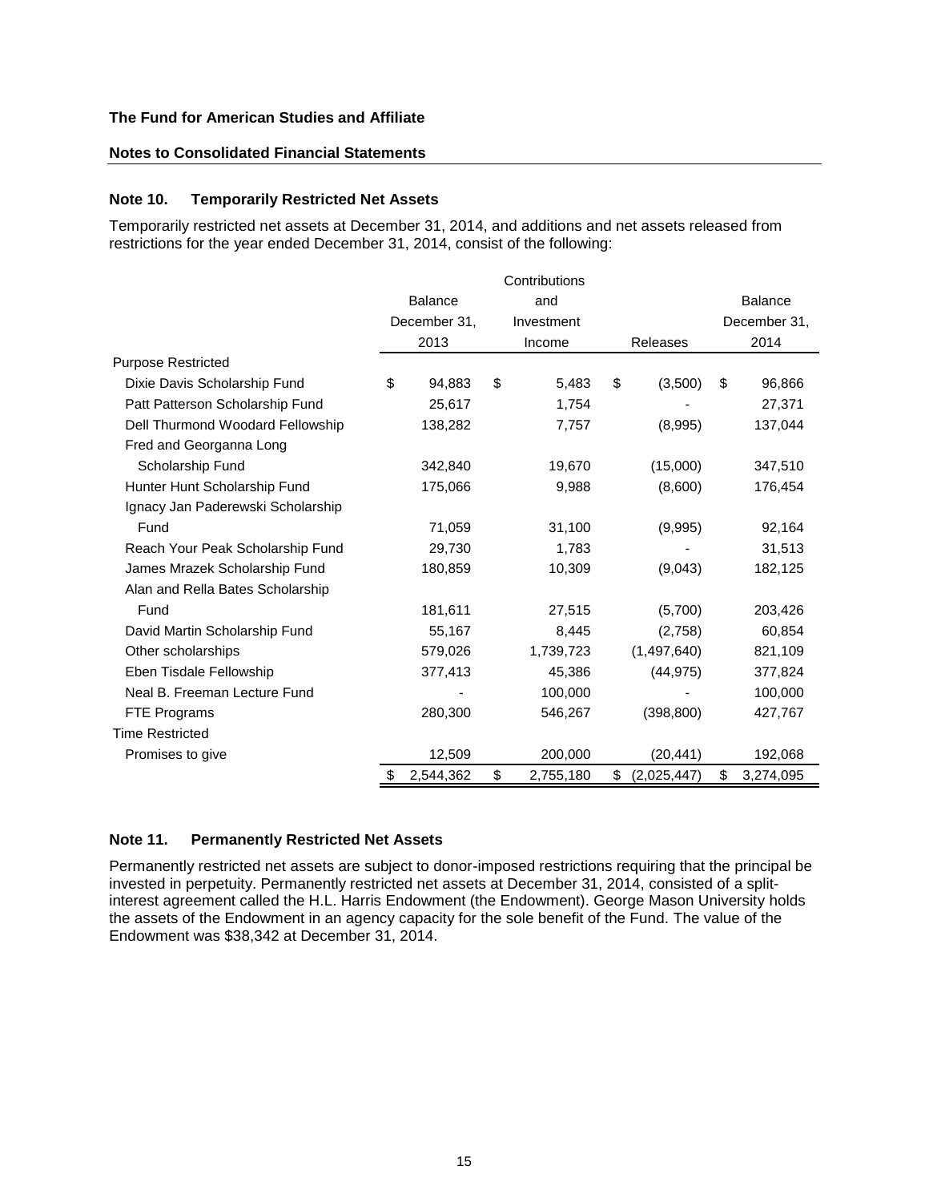**The Fund for American Studies and Affiliate**

**Notes to Consolidated Financial Statements**

### Note 10. Temporarily Restricted Net Assets

Temporarily restricted net assets at December 31, 2014, and additions and net assets released from restrictions for the year ended December 31, 2014, consist of the following:

| | Balance December 31, 2013 | Contributions and Investment Income | Releases | Balance December 31, 2014 |
|---|---|---|---|---|
| Purpose Restricted | | | | |
| Dixie Davis Scholarship Fund | $ 94,883 | $ 5,483 | $ (3,500) | $ 96,866 |
| Patt Patterson Scholarship Fund | 25,617 | 1,754 | - | 27,371 |
| Dell Thurmond Woodard Fellowship | 138,282 | 7,757 | (8,995) | 137,044 |
| Fred and Georganna Long Scholarship Fund | 342,840 | 19,670 | (15,000) | 347,510 |
| Hunter Hunt Scholarship Fund | 175,066 | 9,988 | (8,600) | 176,454 |
| Ignacy Jan Paderewski Scholarship Fund | 71,059 | 31,100 | (9,995) | 92,164 |
| Reach Your Peak Scholarship Fund | 29,730 | 1,783 | - | 31,513 |
| James Mrazek Scholarship Fund | 180,859 | 10,309 | (9,043) | 182,125 |
| Alan and Rella Bates Scholarship Fund | 181,611 | 27,515 | (5,700) | 203,426 |
| David Martin Scholarship Fund | 55,167 | 8,445 | (2,758) | 60,854 |
| Other scholarships | 579,026 | 1,739,723 | (1,497,640) | 821,109 |
| Eben Tisdale Fellowship | 377,413 | 45,386 | (44,975) | 377,824 |
| Neal B. Freeman Lecture Fund | - | 100,000 | - | 100,000 |
| FTE Programs | 280,300 | 546,267 | (398,800) | 427,767 |
| Time Restricted | | | | |
| Promises to give | 12,509 | 200,000 | (20,441) | 192,068 |
| | $ 2,544,362 | $ 2,755,180 | $ (2,025,447) | $ 3,274,095 |

### Note 11. Permanently Restricted Net Assets

Permanently restricted net assets are subject to donor-imposed restrictions requiring that the principal be invested in perpetuity. Permanently restricted net assets at December 31, 2014, consisted of a split-interest agreement called the H.L. Harris Endowment (the Endowment). George Mason University holds the assets of the Endowment in an agency capacity for the sole benefit of the Fund. The value of the Endowment was $38,342 at December 31, 2014.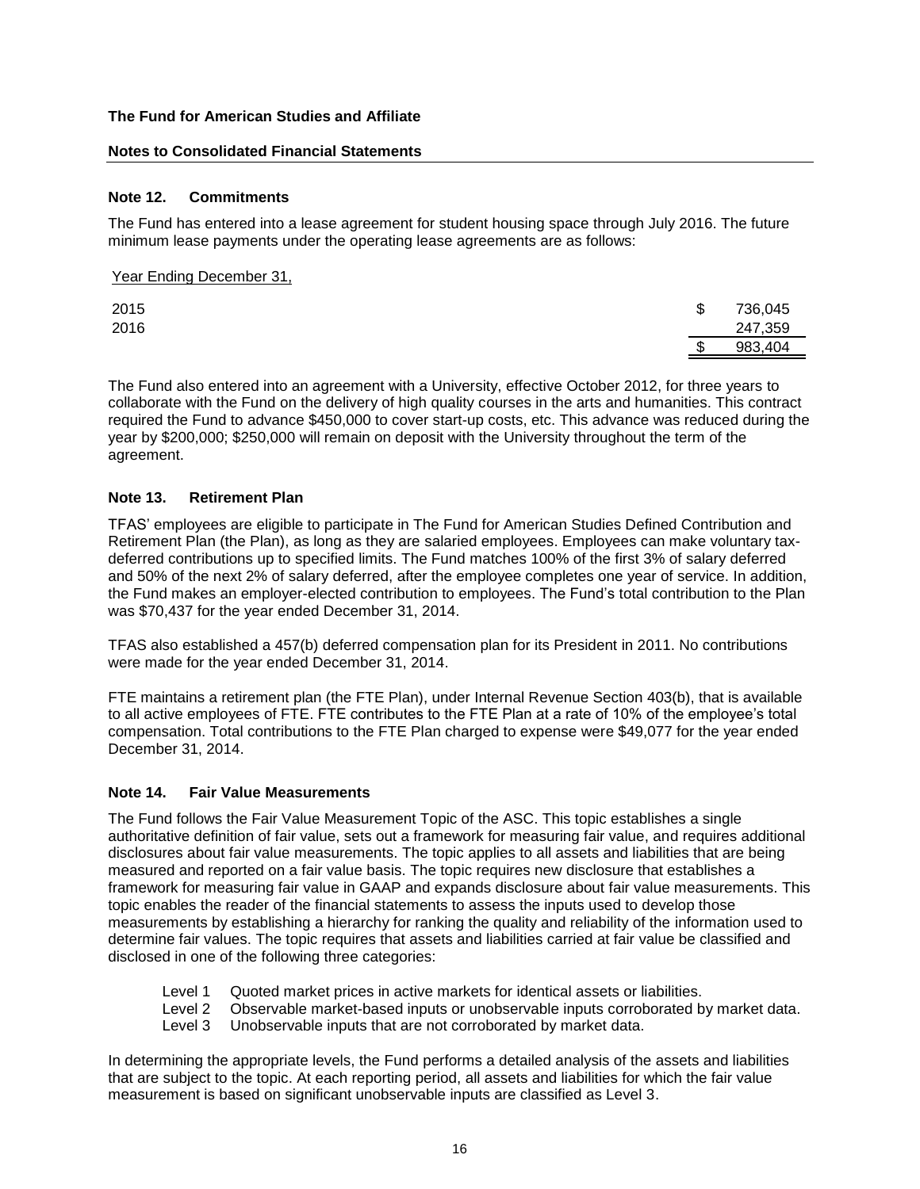# The Fund for American Studies and Affiliate

## Notes to Consolidated Financial Statements

### Note 12. Commitments

The Fund has entered into a lease agreement for student housing space through July 2016. The future minimum lease payments under the operating lease agreements are as follows:

| Year Ending December 31, | | |
|---|---|---|
| 2015 | $ | 736,045 |
| 2016 | | 247,359 |
| | $ | 983,404 |

The Fund also entered into an agreement with a University, effective October 2012, for three years to collaborate with the Fund on the delivery of high quality courses in the arts and humanities. This contract required the Fund to advance $450,000 to cover start-up costs, etc. This advance was reduced during the year by $200,000; $250,000 will remain on deposit with the University throughout the term of the agreement.

### Note 13. Retirement Plan

TFAS' employees are eligible to participate in The Fund for American Studies Defined Contribution and Retirement Plan (the Plan), as long as they are salaried employees. Employees can make voluntary tax-deferred contributions up to specified limits. The Fund matches 100% of the first 3% of salary deferred and 50% of the next 2% of salary deferred, after the employee completes one year of service. In addition, the Fund makes an employer-elected contribution to employees. The Fund's total contribution to the Plan was $70,437 for the year ended December 31, 2014.

TFAS also established a 457(b) deferred compensation plan for its President in 2011. No contributions were made for the year ended December 31, 2014.

FTE maintains a retirement plan (the FTE Plan), under Internal Revenue Section 403(b), that is available to all active employees of FTE. FTE contributes to the FTE Plan at a rate of 10% of the employee's total compensation. Total contributions to the FTE Plan charged to expense were $49,077 for the year ended December 31, 2014.

### Note 14. Fair Value Measurements

The Fund follows the Fair Value Measurement Topic of the ASC. This topic establishes a single authoritative definition of fair value, sets out a framework for measuring fair value, and requires additional disclosures about fair value measurements. The topic applies to all assets and liabilities that are being measured and reported on a fair value basis. The topic requires new disclosure that establishes a framework for measuring fair value in GAAP and expands disclosure about fair value measurements. This topic enables the reader of the financial statements to assess the inputs used to develop those measurements by establishing a hierarchy for ranking the quality and reliability of the information used to determine fair values. The topic requires that assets and liabilities carried at fair value be classified and disclosed in one of the following three categories:

- Level 1 Quoted market prices in active markets for identical assets or liabilities.
- Level 2 Observable market-based inputs or unobservable inputs corroborated by market data.
- Level 3 Unobservable inputs that are not corroborated by market data.

In determining the appropriate levels, the Fund performs a detailed analysis of the assets and liabilities that are subject to the topic. At each reporting period, all assets and liabilities for which the fair value measurement is based on significant unobservable inputs are classified as Level 3.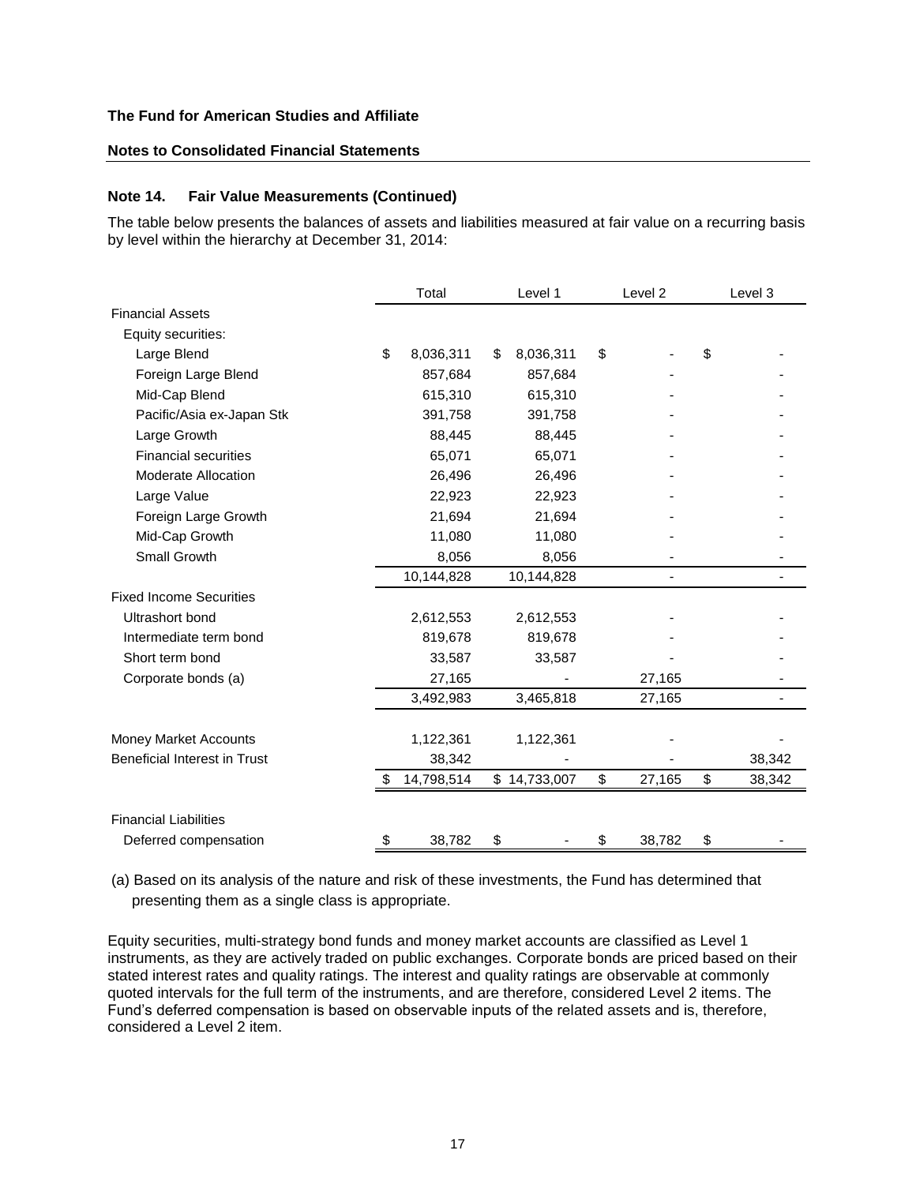**The Fund for American Studies and Affiliate**

**Notes to Consolidated Financial Statements**

**Note 14. Fair Value Measurements (Continued)**

The table below presents the balances of assets and liabilities measured at fair value on a recurring basis by level within the hierarchy at December 31, 2014:

| | Total | Level 1 | Level 2 | Level 3 |
|---|---|---|---|---|
| Financial Assets | | | | |
| Equity securities: | | | | |
| Large Blend | $ 8,036,311 | $ 8,036,311 | $ - | $ - |
| Foreign Large Blend | 857,684 | 857,684 | - | - |
| Mid-Cap Blend | 615,310 | 615,310 | - | - |
| Pacific/Asia ex-Japan Stk | 391,758 | 391,758 | - | - |
| Large Growth | 88,445 | 88,445 | - | - |
| Financial securities | 65,071 | 65,071 | - | - |
| Moderate Allocation | 26,496 | 26,496 | - | - |
| Large Value | 22,923 | 22,923 | - | - |
| Foreign Large Growth | 21,694 | 21,694 | - | - |
| Mid-Cap Growth | 11,080 | 11,080 | - | - |
| Small Growth | 8,056 | 8,056 | - | - |
| | 10,144,828 | 10,144,828 | - | - |
| Fixed Income Securities | | | | |
| Ultrashort bond | 2,612,553 | 2,612,553 | - | - |
| Intermediate term bond | 819,678 | 819,678 | - | - |
| Short term bond | 33,587 | 33,587 | - | - |
| Corporate bonds (a) | 27,165 | - | 27,165 | - |
| | 3,492,983 | 3,465,818 | 27,165 | - |
| Money Market Accounts | 1,122,361 | 1,122,361 | - | - |
| Beneficial Interest in Trust | 38,342 | - | - | 38,342 |
| | $ 14,798,514 | $ 14,733,007 | $ 27,165 | $ 38,342 |
| Financial Liabilities | | | | |
| Deferred compensation | $ 38,782 | $ - | $ 38,782 | $ - |

(a) Based on its analysis of the nature and risk of these investments, the Fund has determined that presenting them as a single class is appropriate.

Equity securities, multi-strategy bond funds and money market accounts are classified as Level 1 instruments, as they are actively traded on public exchanges. Corporate bonds are priced based on their stated interest rates and quality ratings. The interest and quality ratings are observable at commonly quoted intervals for the full term of the instruments, and are therefore, considered Level 2 items. The Fund's deferred compensation is based on observable inputs of the related assets and is, therefore, considered a Level 2 item.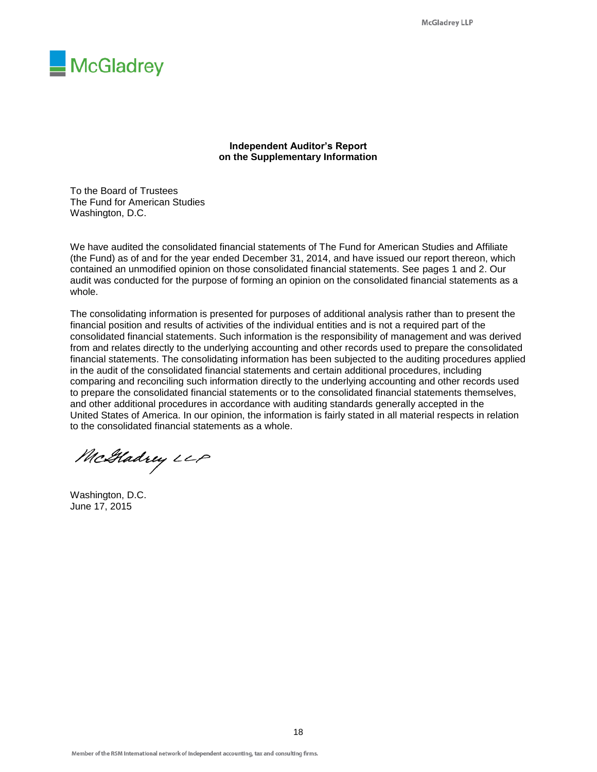McGladrey

**Independent Auditor's Report
on the Supplementary Information**

To the Board of Trustees
The Fund for American Studies
Washington, D.C.

We have audited the consolidated financial statements of The Fund for American Studies and Affiliate (the Fund) as of and for the year ended December 31, 2014, and have issued our report thereon, which contained an unmodified opinion on those consolidated financial statements. See pages 1 and 2. Our audit was conducted for the purpose of forming an opinion on the consolidated financial statements as a whole.

The consolidating information is presented for purposes of additional analysis rather than to present the financial position and results of activities of the individual entities and is not a required part of the consolidated financial statements. Such information is the responsibility of management and was derived from and relates directly to the underlying accounting and other records used to prepare the consolidated financial statements. The consolidating information has been subjected to the auditing procedures applied in the audit of the consolidated financial statements and certain additional procedures, including comparing and reconciling such information directly to the underlying accounting and other records used to prepare the consolidated financial statements or to the consolidated financial statements themselves, and other additional procedures in accordance with auditing standards generally accepted in the United States of America. In our opinion, the information is fairly stated in all material respects in relation to the consolidated financial statements as a whole.

McGladrey LLP

Washington, D.C.
June 17, 2015

Member of the RSM International network of independent accounting, tax and consulting firms.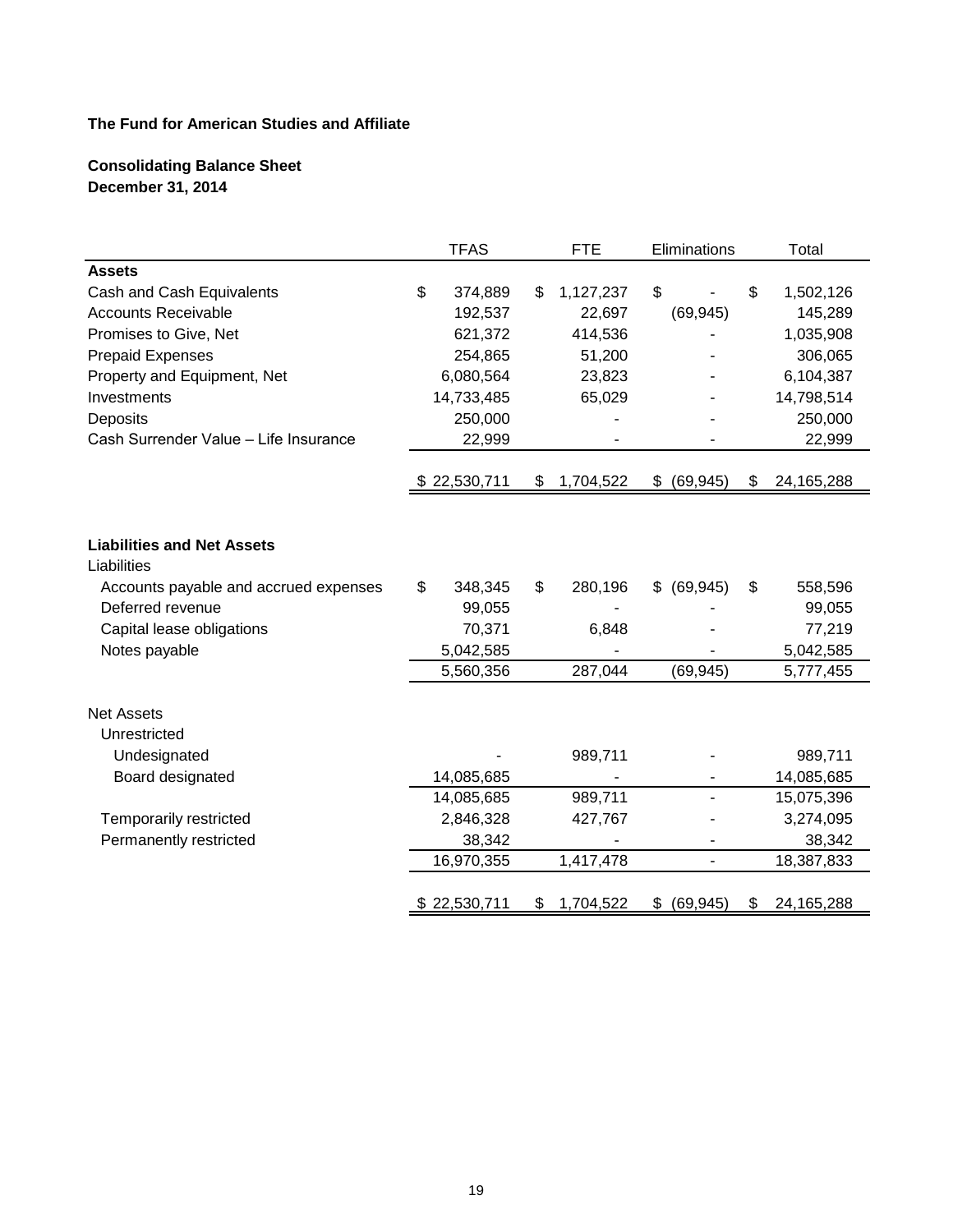**The Fund for American Studies and Affiliate**

**Consolidating Balance Sheet**
**December 31, 2014**

| | TFAS | FTE | Eliminations | Total |
|---|---|---|---|---|
| **Assets** | | | | |
| Cash and Cash Equivalents | $ 374,889 | $ 1,127,237 | $ - | $ 1,502,126 |
| Accounts Receivable | 192,537 | 22,697 | (69,945) | 145,289 |
| Promises to Give, Net | 621,372 | 414,536 | - | 1,035,908 |
| Prepaid Expenses | 254,865 | 51,200 | - | 306,065 |
| Property and Equipment, Net | 6,080,564 | 23,823 | - | 6,104,387 |
| Investments | 14,733,485 | 65,029 | - | 14,798,514 |
| Deposits | 250,000 | - | - | 250,000 |
| Cash Surrender Value – Life Insurance | 22,999 | - | - | 22,999 |
| | $ 22,530,711 | $ 1,704,522 | $ (69,945) | $ 24,165,288 |
| **Liabilities and Net Assets** | | | | |
| Liabilities | | | | |
| Accounts payable and accrued expenses | $ 348,345 | $ 280,196 | $ (69,945) | $ 558,596 |
| Deferred revenue | 99,055 | - | - | 99,055 |
| Capital lease obligations | 70,371 | 6,848 | - | 77,219 |
| Notes payable | 5,042,585 | - | - | 5,042,585 |
| | 5,560,356 | 287,044 | (69,945) | 5,777,455 |
| Net Assets | | | | |
| Unrestricted | | | | |
| Undesignated | - | 989,711 | - | 989,711 |
| Board designated | 14,085,685 | - | - | 14,085,685 |
| | 14,085,685 | 989,711 | - | 15,075,396 |
| Temporarily restricted | 2,846,328 | 427,767 | - | 3,274,095 |
| Permanently restricted | 38,342 | - | - | 38,342 |
| | 16,970,355 | 1,417,478 | - | 18,387,833 |
| | $ 22,530,711 | $ 1,704,522 | $ (69,945) | $ 24,165,288 |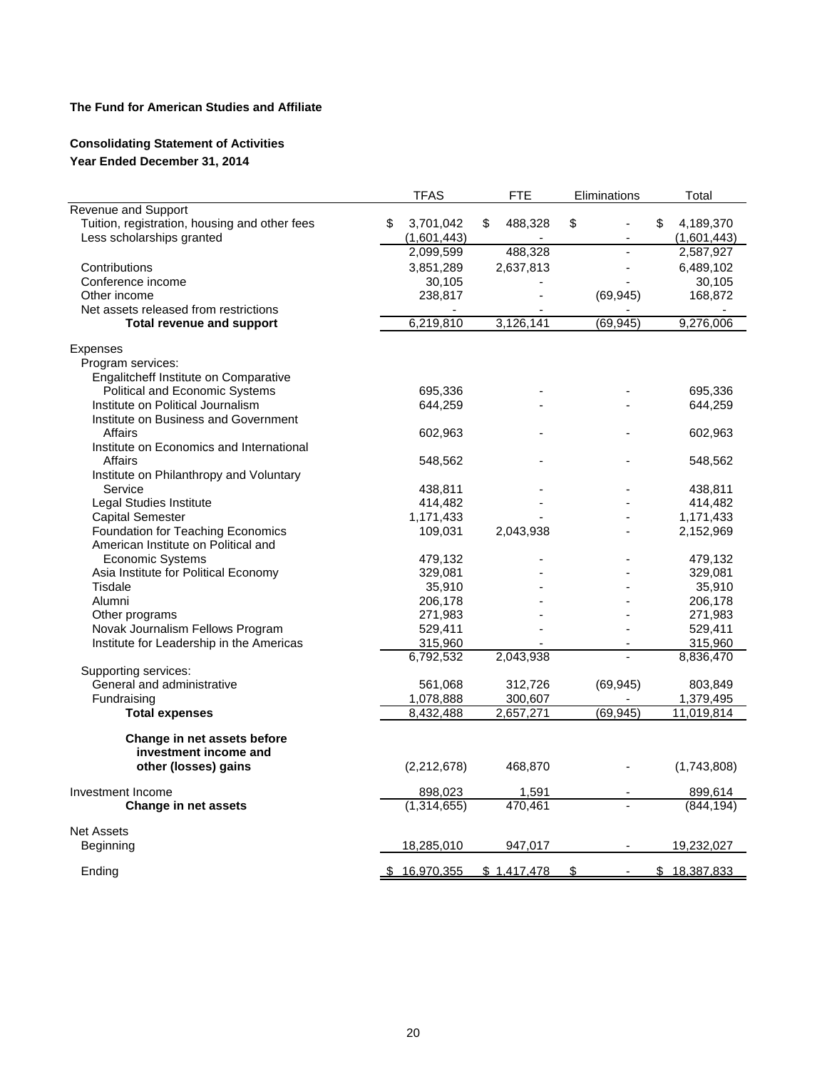**The Fund for American Studies and Affiliate**

**Consolidating Statement of Activities**
**Year Ended December 31, 2014**

| | TFAS | FTE | Eliminations | Total |
|---|---|---|---|---|
| Revenue and Support | | | | |
| Tuition, registration, housing and other fees | $ 3,701,042 | $ 488,328 | $ - | $ 4,189,370 |
| Less scholarships granted | (1,601,443) | - | - | (1,601,443) |
| | 2,099,599 | 488,328 | - | 2,587,927 |
| Contributions | 3,851,289 | 2,637,813 | - | 6,489,102 |
| Conference income | 30,105 | - | - | 30,105 |
| Other income | 238,817 | - | (69,945) | 168,872 |
| Net assets released from restrictions | - | - | - | - |
| **Total revenue and support** | 6,219,810 | 3,126,141 | (69,945) | 9,276,006 |
| Expenses | | | | |
| Program services: | | | | |
| Engalitcheff Institute on Comparative Political and Economic Systems | 695,336 | - | - | 695,336 |
| Institute on Political Journalism | 644,259 | - | - | 644,259 |
| Institute on Business and Government Affairs | 602,963 | - | - | 602,963 |
| Institute on Economics and International Affairs | 548,562 | - | - | 548,562 |
| Institute on Philanthropy and Voluntary Service | 438,811 | - | - | 438,811 |
| Legal Studies Institute | 414,482 | - | - | 414,482 |
| Capital Semester | 1,171,433 | - | - | 1,171,433 |
| Foundation for Teaching Economics | 109,031 | 2,043,938 | - | 2,152,969 |
| American Institute on Political and Economic Systems | 479,132 | - | - | 479,132 |
| Asia Institute for Political Economy | 329,081 | - | - | 329,081 |
| Tisdale | 35,910 | - | - | 35,910 |
| Alumni | 206,178 | - | - | 206,178 |
| Other programs | 271,983 | - | - | 271,983 |
| Novak Journalism Fellows Program | 529,411 | - | - | 529,411 |
| Institute for Leadership in the Americas | 315,960 | - | - | 315,960 |
| | 6,792,532 | 2,043,938 | - | 8,836,470 |
| Supporting services: | | | | |
| General and administrative | 561,068 | 312,726 | (69,945) | 803,849 |
| Fundraising | 1,078,888 | 300,607 | - | 1,379,495 |
| **Total expenses** | 8,432,488 | 2,657,271 | (69,945) | 11,019,814 |
| **Change in net assets before investment income and other (losses) gains** | (2,212,678) | 468,870 | - | (1,743,808) |
| Investment Income | 898,023 | 1,591 | - | 899,614 |
| **Change in net assets** | (1,314,655) | 470,461 | - | (844,194) |
| Net Assets | | | | |
| Beginning | 18,285,010 | 947,017 | - | 19,232,027 |
| Ending | $ 16,970,355 | $ 1,417,478 | $ - | $ 18,387,833 |